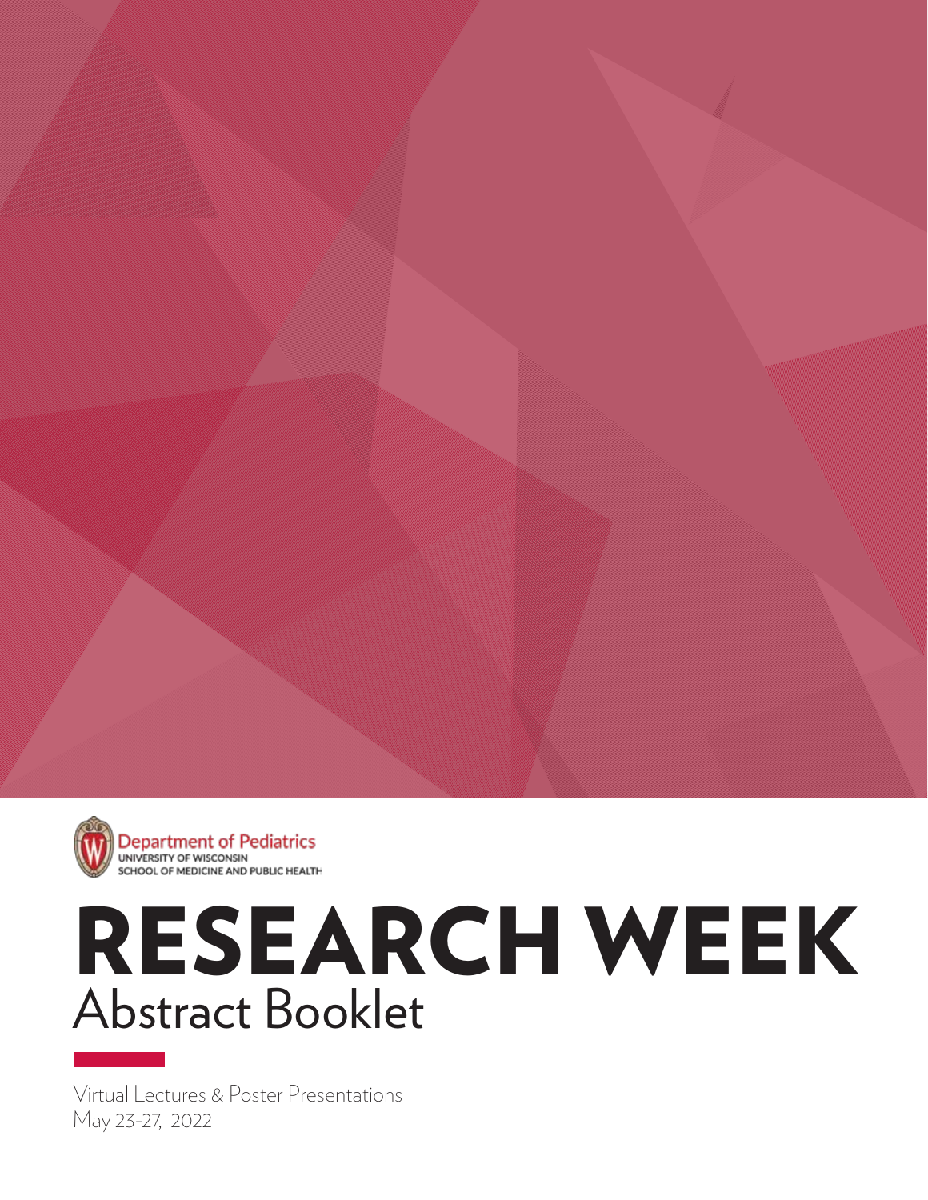Department of Pediatrics
UNIVERSITY OF WISCONSIN
SCHOOL OF MEDICINE AND PUBLIC HEALTH

# RESEARCH WEEK
## Abstract Booklet

Virtual Lectures & Poster Presentations
May 23-27, 2022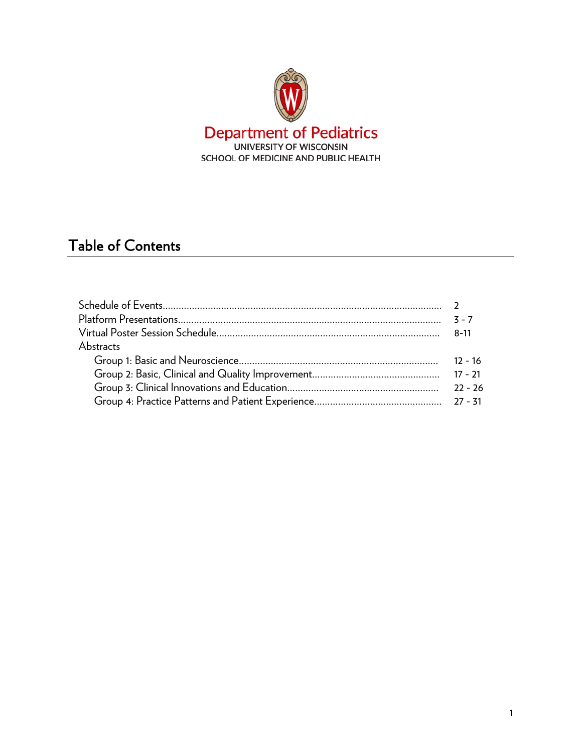**Department of Pediatrics**
UNIVERSITY OF WISCONSIN
SCHOOL OF MEDICINE AND PUBLIC HEALTH

# Table of Contents

| | |
|---|---|
| Schedule of Events | 2 |
| Platform Presentations | 3 - 7 |
| Virtual Poster Session Schedule | 8-11 |
| Abstracts | |
| Group 1: Basic and Neuroscience | 12 - 16 |
| Group 2: Basic, Clinical and Quality Improvement | 17 - 21 |
| Group 3: Clinical Innovations and Education | 22 - 26 |
| Group 4: Practice Patterns and Patient Experience | 27 - 31 |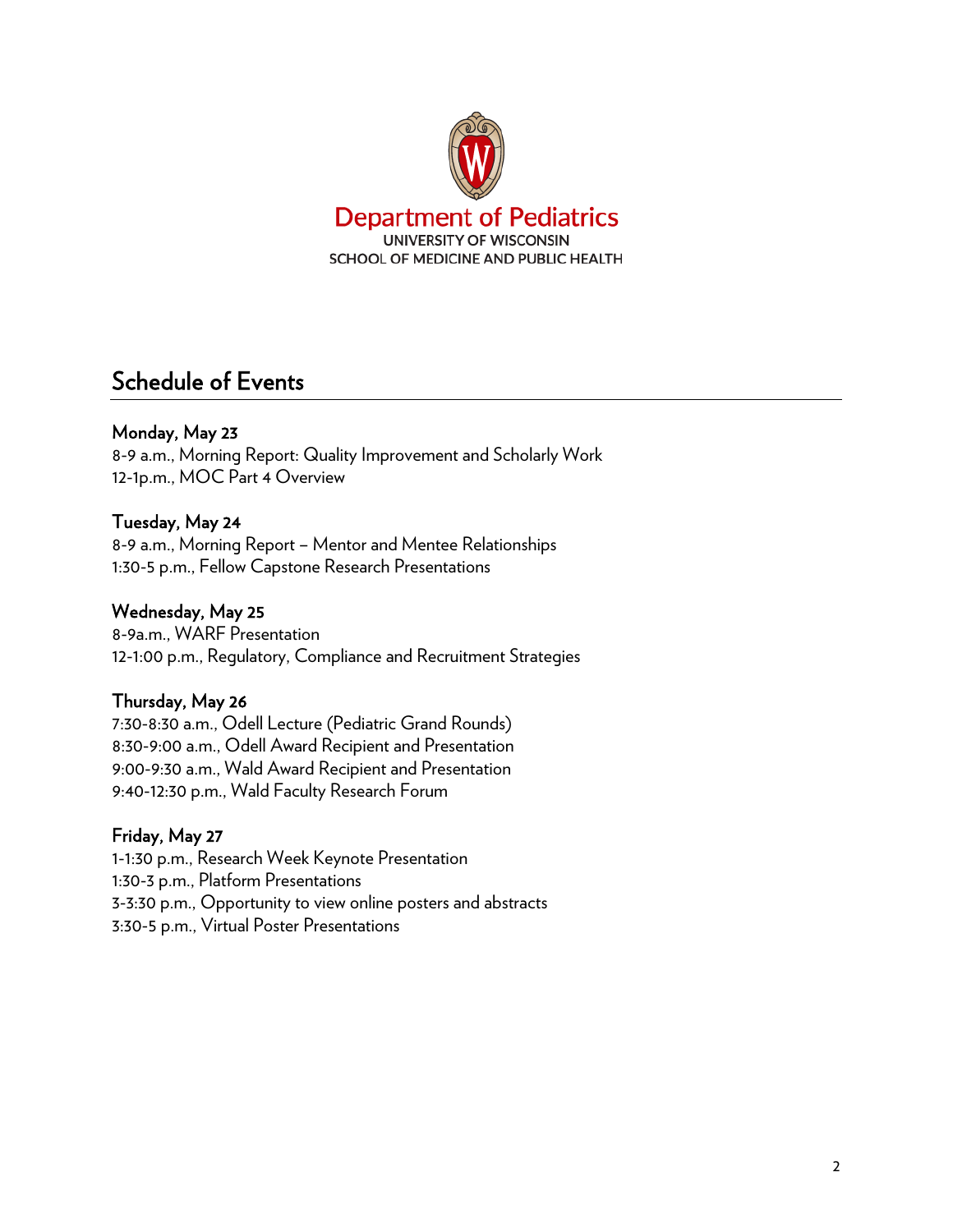Department of Pediatrics
UNIVERSITY OF WISCONSIN
SCHOOL OF MEDICINE AND PUBLIC HEALTH

## Schedule of Events

### Monday, May 23

8-9 a.m., Morning Report: Quality Improvement and Scholarly Work
12-1p.m., MOC Part 4 Overview

### Tuesday, May 24

8-9 a.m., Morning Report – Mentor and Mentee Relationships
1:30-5 p.m., Fellow Capstone Research Presentations

### Wednesday, May 25

8-9a.m., WARF Presentation
12-1:00 p.m., Regulatory, Compliance and Recruitment Strategies

### Thursday, May 26

7:30-8:30 a.m., Odell Lecture (Pediatric Grand Rounds)
8:30-9:00 a.m., Odell Award Recipient and Presentation
9:00-9:30 a.m., Wald Award Recipient and Presentation
9:40-12:30 p.m., Wald Faculty Research Forum

### Friday, May 27

1-1:30 p.m., Research Week Keynote Presentation
1:30-3 p.m., Platform Presentations
3-3:30 p.m., Opportunity to view online posters and abstracts
3:30-5 p.m., Virtual Poster Presentations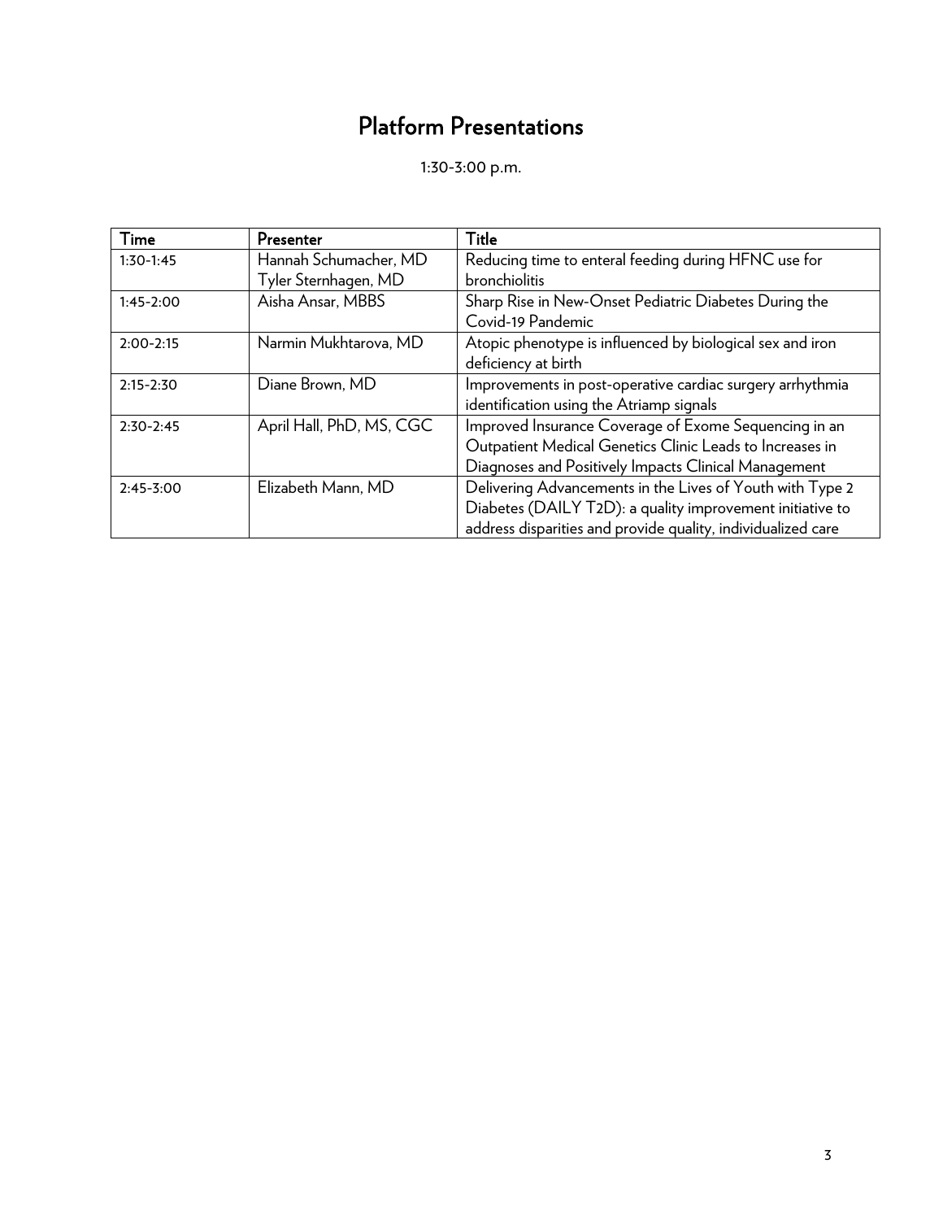# Platform Presentations

1:30-3:00 p.m.

| Time | Presenter | Title |
|---|---|---|
| 1:30-1:45 | Hannah Schumacher, MD<br>Tyler Sternhagen, MD | Reducing time to enteral feeding during HFNC use for bronchiolitis |
| 1:45-2:00 | Aisha Ansar, MBBS | Sharp Rise in New-Onset Pediatric Diabetes During the Covid-19 Pandemic |
| 2:00-2:15 | Narmin Mukhtarova, MD | Atopic phenotype is influenced by biological sex and iron deficiency at birth |
| 2:15-2:30 | Diane Brown, MD | Improvements in post-operative cardiac surgery arrhythmia identification using the Atriamp signals |
| 2:30-2:45 | April Hall, PhD, MS, CGC | Improved Insurance Coverage of Exome Sequencing in an Outpatient Medical Genetics Clinic Leads to Increases in Diagnoses and Positively Impacts Clinical Management |
| 2:45-3:00 | Elizabeth Mann, MD | Delivering Advancements in the Lives of Youth with Type 2 Diabetes (DAILY T2D): a quality improvement initiative to address disparities and provide quality, individualized care |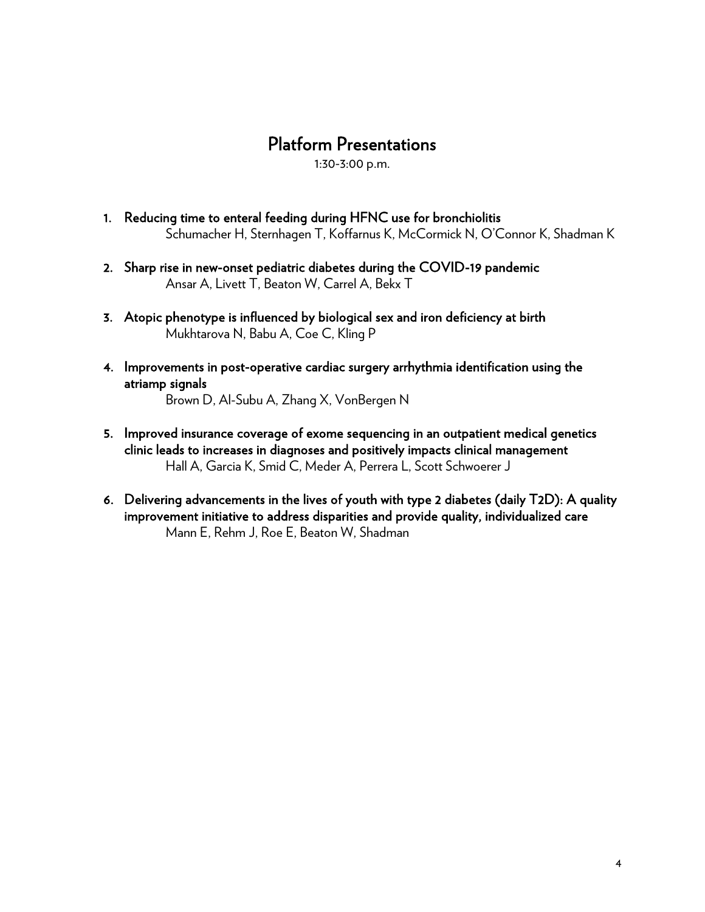# Platform Presentations

1:30-3:00 p.m.

1. **Reducing time to enteral feeding during HFNC use for bronchiolitis**
   Schumacher H, Sternhagen T, Koffarnus K, McCormick N, O'Connor K, Shadman K

2. **Sharp rise in new-onset pediatric diabetes during the COVID-19 pandemic**
   Ansar A, Livett T, Beaton W, Carrel A, Bekx T

3. **Atopic phenotype is influenced by biological sex and iron deficiency at birth**
   Mukhtarova N, Babu A, Coe C, Kling P

4. **Improvements in post-operative cardiac surgery arrhythmia identification using the atriamp signals**
   Brown D, Al-Subu A, Zhang X, VonBergen N

5. **Improved insurance coverage of exome sequencing in an outpatient medical genetics clinic leads to increases in diagnoses and positively impacts clinical management**
   Hall A, Garcia K, Smid C, Meder A, Perrera L, Scott Schwoerer J

6. **Delivering advancements in the lives of youth with type 2 diabetes (daily T2D): A quality improvement initiative to address disparities and provide quality, individualized care**
   Mann E, Rehm J, Roe E, Beaton W, Shadman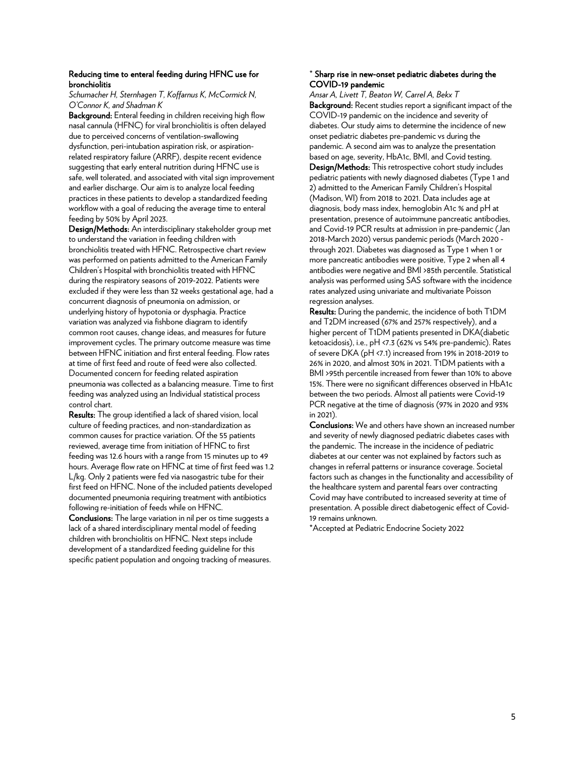**Reducing time to enteral feeding during HFNC use for bronchiolitis**

*Schumacher H, Sternhagen T, Koffarnus K, McCormick N, O'Connor K, and Shadman K*

**Background:** Enteral feeding in children receiving high flow nasal cannula (HFNC) for viral bronchiolitis is often delayed due to perceived concerns of ventilation-swallowing dysfunction, peri-intubation aspiration risk, or aspiration-related respiratory failure (ARRF), despite recent evidence suggesting that early enteral nutrition during HFNC use is safe, well tolerated, and associated with vital sign improvement and earlier discharge. Our aim is to analyze local feeding practices in these patients to develop a standardized feeding workflow with a goal of reducing the average time to enteral feeding by 50% by April 2023.

**Design/Methods:** An interdisciplinary stakeholder group met to understand the variation in feeding children with bronchiolitis treated with HFNC. Retrospective chart review was performed on patients admitted to the American Family Children's Hospital with bronchiolitis treated with HFNC during the respiratory seasons of 2019-2022. Patients were excluded if they were less than 32 weeks gestational age, had a concurrent diagnosis of pneumonia on admission, or underlying history of hypotonia or dysphagia. Practice variation was analyzed via fishbone diagram to identify common root causes, change ideas, and measures for future improvement cycles. The primary outcome measure was time between HFNC initiation and first enteral feeding. Flow rates at time of first feed and route of feed were also collected. Documented concern for feeding related aspiration pneumonia was collected as a balancing measure. Time to first feeding was analyzed using an Individual statistical process control chart.

**Results:** The group identified a lack of shared vision, local culture of feeding practices, and non-standardization as common causes for practice variation. Of the 55 patients reviewed, average time from initiation of HFNC to first feeding was 12.6 hours with a range from 15 minutes up to 49 hours. Average flow rate on HFNC at time of first feed was 1.2 L/kg. Only 2 patients were fed via nasogastric tube for their first feed on HFNC. None of the included patients developed documented pneumonia requiring treatment with antibiotics following re-initiation of feeds while on HFNC.

**Conclusions:** The large variation in nil per os time suggests a lack of a shared interdisciplinary mental model of feeding children with bronchiolitis on HFNC. Next steps include development of a standardized feeding guideline for this specific patient population and ongoing tracking of measures.

**\* Sharp rise in new-onset pediatric diabetes during the COVID-19 pandemic**

*Ansar A, Livett T, Beaton W, Carrel A, Bekx T*

**Background:** Recent studies report a significant impact of the COVID-19 pandemic on the incidence and severity of diabetes. Our study aims to determine the incidence of new onset pediatric diabetes pre-pandemic vs during the pandemic. A second aim was to analyze the presentation based on age, severity, HbA1c, BMI, and Covid testing.

**Design/Methods:** This retrospective cohort study includes pediatric patients with newly diagnosed diabetes (Type 1 and 2) admitted to the American Family Children's Hospital (Madison, WI) from 2018 to 2021. Data includes age at diagnosis, body mass index, hemoglobin A1c % and pH at presentation, presence of autoimmune pancreatic antibodies, and Covid-19 PCR results at admission in pre-pandemic (Jan 2018-March 2020) versus pandemic periods (March 2020 - through 2021. Diabetes was diagnosed as Type 1 when 1 or more pancreatic antibodies were positive, Type 2 when all 4 antibodies were negative and BMI >85th percentile. Statistical analysis was performed using SAS software with the incidence rates analyzed using univariate and multivariate Poisson regression analyses.

**Results:** During the pandemic, the incidence of both T1DM and T2DM increased (67% and 257% respectively), and a higher percent of T1DM patients presented in DKA(diabetic ketoacidosis), i.e., pH <7.3 (62% vs 54% pre-pandemic). Rates of severe DKA (pH <7.1) increased from 19% in 2018-2019 to 26% in 2020, and almost 30% in 2021. T1DM patients with a BMI >95th percentile increased from fewer than 10% to above 15%. There were no significant differences observed in HbA1c between the two periods. Almost all patients were Covid-19 PCR negative at the time of diagnosis (97% in 2020 and 93% in 2021).

**Conclusions:** We and others have shown an increased number and severity of newly diagnosed pediatric diabetes cases with the pandemic. The increase in the incidence of pediatric diabetes at our center was not explained by factors such as changes in referral patterns or insurance coverage. Societal factors such as changes in the functionality and accessibility of the healthcare system and parental fears over contracting Covid may have contributed to increased severity at time of presentation. A possible direct diabetogenic effect of Covid-19 remains unknown.

*Accepted at Pediatric Endocrine Society 2022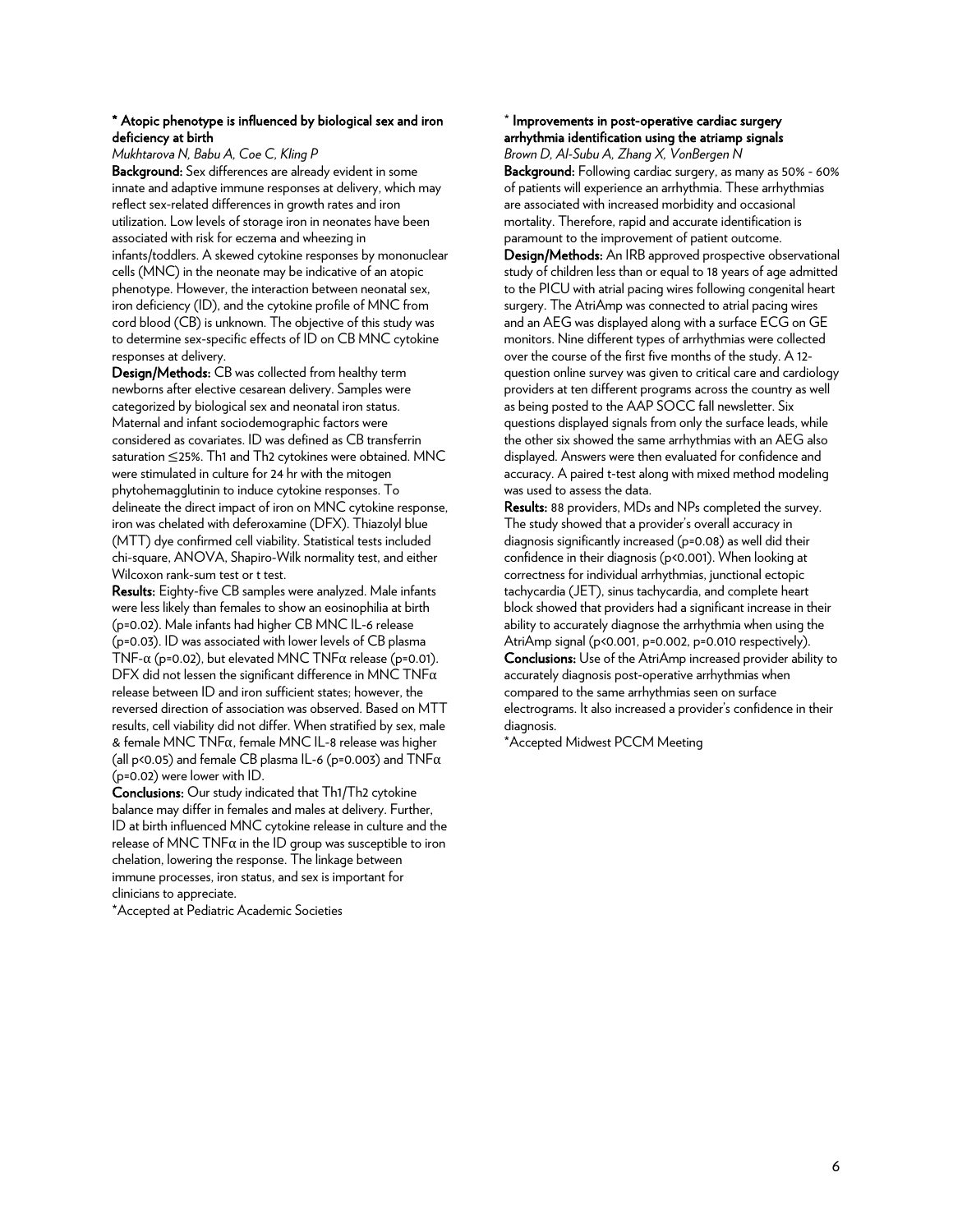### * Atopic phenotype is influenced by biological sex and iron deficiency at birth

*Mukhtarova N, Babu A, Coe C, Kling P*

**Background:** Sex differences are already evident in some innate and adaptive immune responses at delivery, which may reflect sex-related differences in growth rates and iron utilization. Low levels of storage iron in neonates have been associated with risk for eczema and wheezing in infants/toddlers. A skewed cytokine responses by mononuclear cells (MNC) in the neonate may be indicative of an atopic phenotype. However, the interaction between neonatal sex, iron deficiency (ID), and the cytokine profile of MNC from cord blood (CB) is unknown. The objective of this study was to determine sex-specific effects of ID on CB MNC cytokine responses at delivery.

**Design/Methods:** CB was collected from healthy term newborns after elective cesarean delivery. Samples were categorized by biological sex and neonatal iron status. Maternal and infant sociodemographic factors were considered as covariates. ID was defined as CB transferrin saturation ≤25%. Th1 and Th2 cytokines were obtained. MNC were stimulated in culture for 24 hr with the mitogen phytohemagglutinin to induce cytokine responses. To delineate the direct impact of iron on MNC cytokine response, iron was chelated with deferoxamine (DFX). Thiazolyl blue (MTT) dye confirmed cell viability. Statistical tests included chi-square, ANOVA, Shapiro-Wilk normality test, and either Wilcoxon rank-sum test or t test.

**Results:** Eighty-five CB samples were analyzed. Male infants were less likely than females to show an eosinophilia at birth ($p=0.02$). Male infants had higher CB MNC IL-6 release ($p=0.03$). ID was associated with lower levels of CB plasma TNF-$\alpha$ ($p=0.02$), but elevated MNC TNF$\alpha$ release ($p=0.01$). DFX did not lessen the significant difference in MNC TNF$\alpha$ release between ID and iron sufficient states; however, the reversed direction of association was observed. Based on MTT results, cell viability did not differ. When stratified by sex, male & female MNC TNF$\alpha$, female MNC IL-8 release was higher (all $p<0.05$) and female CB plasma IL-6 ($p=0.003$) and TNF$\alpha$ ($p=0.02$) were lower with ID.

**Conclusions:** Our study indicated that Th1/Th2 cytokine balance may differ in females and males at delivery. Further, ID at birth influenced MNC cytokine release in culture and the release of MNC TNF$\alpha$ in the ID group was susceptible to iron chelation, lowering the response. The linkage between immune processes, iron status, and sex is important for clinicians to appreciate.

*Accepted at Pediatric Academic Societies

### * Improvements in post-operative cardiac surgery arrhythmia identification using the atriamp signals

*Brown D, Al-Subu A, Zhang X, VonBergen N*

**Background:** Following cardiac surgery, as many as 50% - 60% of patients will experience an arrhythmia. These arrhythmias are associated with increased morbidity and occasional mortality. Therefore, rapid and accurate identification is paramount to the improvement of patient outcome.

**Design/Methods:** An IRB approved prospective observational study of children less than or equal to 18 years of age admitted to the PICU with atrial pacing wires following congenital heart surgery. The AtriAmp was connected to atrial pacing wires and an AEG was displayed along with a surface ECG on GE monitors. Nine different types of arrhythmias were collected over the course of the first five months of the study. A 12-question online survey was given to critical care and cardiology providers at ten different programs across the country as well as being posted to the AAP SOCC fall newsletter. Six questions displayed signals from only the surface leads, while the other six showed the same arrhythmias with an AEG also displayed. Answers were then evaluated for confidence and accuracy. A paired t-test along with mixed method modeling was used to assess the data.

**Results:** 88 providers, MDs and NPs completed the survey. The study showed that a provider's overall accuracy in diagnosis significantly increased ($p=0.08$) as well did their confidence in their diagnosis ($p<0.001$). When looking at correctness for individual arrhythmias, junctional ectopic tachycardia (JET), sinus tachycardia, and complete heart block showed that providers had a significant increase in their ability to accurately diagnose the arrhythmia when using the AtriAmp signal ($p<0.001$, $p=0.002$, $p=0.010$ respectively).

**Conclusions:** Use of the AtriAmp increased provider ability to accurately diagnosis post-operative arrhythmias when compared to the same arrhythmias seen on surface electrograms. It also increased a provider's confidence in their diagnosis.

*Accepted Midwest PCCM Meeting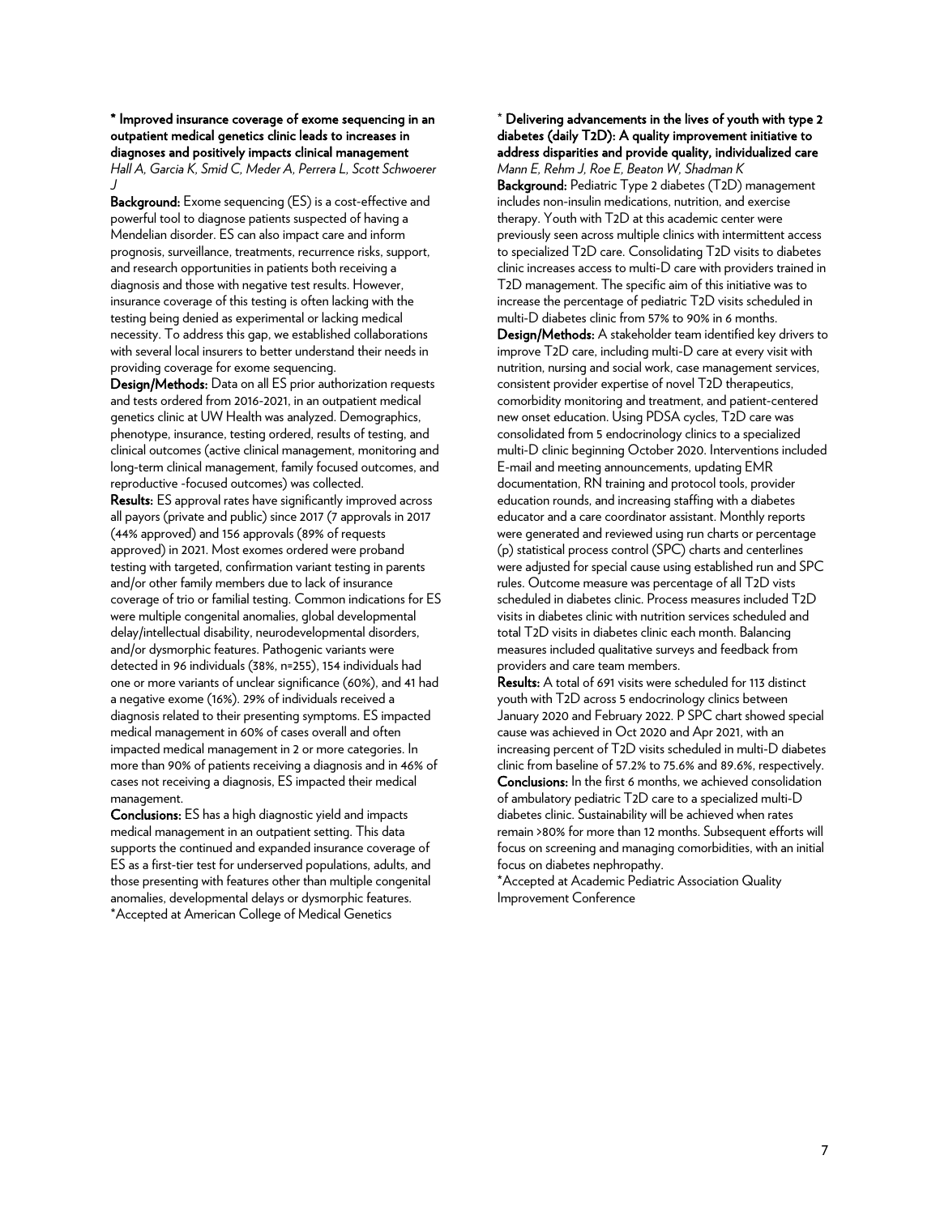### * Improved insurance coverage of exome sequencing in an outpatient medical genetics clinic leads to increases in diagnoses and positively impacts clinical management

*Hall A, Garcia K, Smid C, Meder A, Perrera L, Scott Schwoerer J*

**Background:** Exome sequencing (ES) is a cost-effective and powerful tool to diagnose patients suspected of having a Mendelian disorder. ES can also impact care and inform prognosis, surveillance, treatments, recurrence risks, support, and research opportunities in patients both receiving a diagnosis and those with negative test results. However, insurance coverage of this testing is often lacking with the testing being denied as experimental or lacking medical necessity. To address this gap, we established collaborations with several local insurers to better understand their needs in providing coverage for exome sequencing.

**Design/Methods:** Data on all ES prior authorization requests and tests ordered from 2016-2021, in an outpatient medical genetics clinic at UW Health was analyzed. Demographics, phenotype, insurance, testing ordered, results of testing, and clinical outcomes (active clinical management, monitoring and long-term clinical management, family focused outcomes, and reproductive -focused outcomes) was collected.

**Results:** ES approval rates have significantly improved across all payors (private and public) since 2017 (7 approvals in 2017 (44% approved) and 156 approvals (89% of requests approved) in 2021. Most exomes ordered were proband testing with targeted, confirmation variant testing in parents and/or other family members due to lack of insurance coverage of trio or familial testing. Common indications for ES were multiple congenital anomalies, global developmental delay/intellectual disability, neurodevelopmental disorders, and/or dysmorphic features. Pathogenic variants were detected in 96 individuals (38%, n=255), 154 individuals had one or more variants of unclear significance (60%), and 41 had a negative exome (16%). 29% of individuals received a diagnosis related to their presenting symptoms. ES impacted medical management in 60% of cases overall and often impacted medical management in 2 or more categories. In more than 90% of patients receiving a diagnosis and in 46% of cases not receiving a diagnosis, ES impacted their medical management.

**Conclusions:** ES has a high diagnostic yield and impacts medical management in an outpatient setting. This data supports the continued and expanded insurance coverage of ES as a first-tier test for underserved populations, adults, and those presenting with features other than multiple congenital anomalies, developmental delays or dysmorphic features.

*Accepted at American College of Medical Genetics

### * Delivering advancements in the lives of youth with type 2 diabetes (daily T2D): A quality improvement initiative to address disparities and provide quality, individualized care

*Mann E, Rehm J, Roe E, Beaton W, Shadman K*

**Background:** Pediatric Type 2 diabetes (T2D) management includes non-insulin medications, nutrition, and exercise therapy. Youth with T2D at this academic center were previously seen across multiple clinics with intermittent access to specialized T2D care. Consolidating T2D visits to diabetes clinic increases access to multi-D care with providers trained in T2D management. The specific aim of this initiative was to increase the percentage of pediatric T2D visits scheduled in multi-D diabetes clinic from 57% to 90% in 6 months.

**Design/Methods:** A stakeholder team identified key drivers to improve T2D care, including multi-D care at every visit with nutrition, nursing and social work, case management services, consistent provider expertise of novel T2D therapeutics, comorbidity monitoring and treatment, and patient-centered new onset education. Using PDSA cycles, T2D care was consolidated from 5 endocrinology clinics to a specialized multi-D clinic beginning October 2020. Interventions included E-mail and meeting announcements, updating EMR documentation, RN training and protocol tools, provider education rounds, and increasing staffing with a diabetes educator and a care coordinator assistant. Monthly reports were generated and reviewed using run charts or percentage (p) statistical process control (SPC) charts and centerlines were adjusted for special cause using established run and SPC rules. Outcome measure was percentage of all T2D vists scheduled in diabetes clinic. Process measures included T2D visits in diabetes clinic with nutrition services scheduled and total T2D visits in diabetes clinic each month. Balancing measures included qualitative surveys and feedback from providers and care team members.

**Results:** A total of 691 visits were scheduled for 113 distinct youth with T2D across 5 endocrinology clinics between January 2020 and February 2022. P SPC chart showed special cause was achieved in Oct 2020 and Apr 2021, with an increasing percent of T2D visits scheduled in multi-D diabetes clinic from baseline of 57.2% to 75.6% and 89.6%, respectively.

**Conclusions:** In the first 6 months, we achieved consolidation of ambulatory pediatric T2D care to a specialized multi-D diabetes clinic. Sustainability will be achieved when rates remain >80% for more than 12 months. Subsequent efforts will focus on screening and managing comorbidities, with an initial focus on diabetes nephropathy.

*Accepted at Academic Pediatric Association Quality Improvement Conference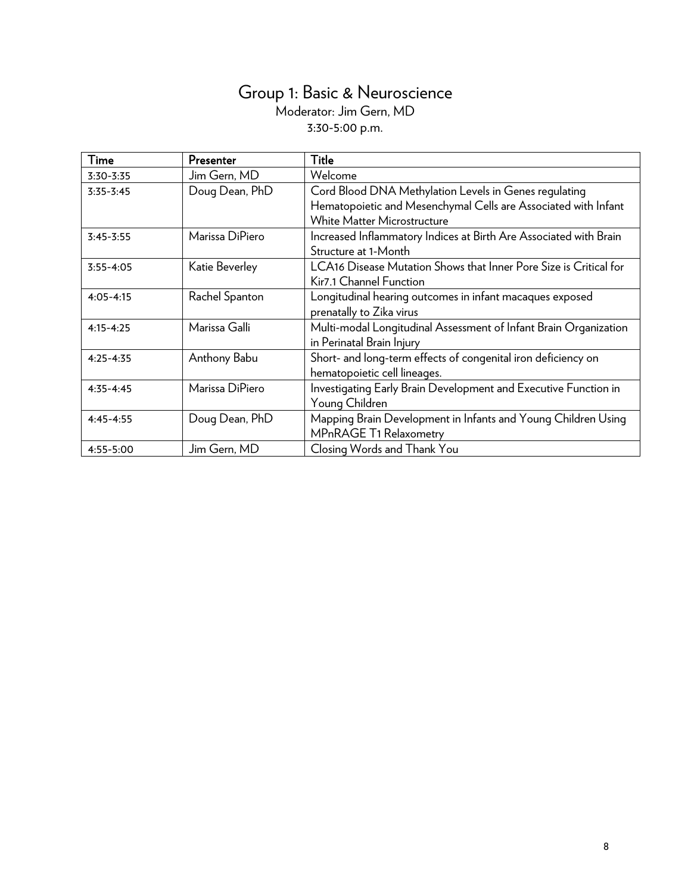# Group 1: Basic & Neuroscience

Moderator: Jim Gern, MD

3:30-5:00 p.m.

| Time | Presenter | Title |
| --- | --- | --- |
| 3:30-3:35 | Jim Gern, MD | Welcome |
| 3:35-3:45 | Doug Dean, PhD | Cord Blood DNA Methylation Levels in Genes regulating Hematopoietic and Mesenchymal Cells are Associated with Infant White Matter Microstructure |
| 3:45-3:55 | Marissa DiPiero | Increased Inflammatory Indices at Birth Are Associated with Brain Structure at 1-Month |
| 3:55-4:05 | Katie Beverley | LCA16 Disease Mutation Shows that Inner Pore Size is Critical for Kir7.1 Channel Function |
| 4:05-4:15 | Rachel Spanton | Longitudinal hearing outcomes in infant macaques exposed prenatally to Zika virus |
| 4:15-4:25 | Marissa Galli | Multi-modal Longitudinal Assessment of Infant Brain Organization in Perinatal Brain Injury |
| 4:25-4:35 | Anthony Babu | Short- and long-term effects of congenital iron deficiency on hematopoietic cell lineages. |
| 4:35-4:45 | Marissa DiPiero | Investigating Early Brain Development and Executive Function in Young Children |
| 4:45-4:55 | Doug Dean, PhD | Mapping Brain Development in Infants and Young Children Using MPnRAGE T1 Relaxometry |
| 4:55-5:00 | Jim Gern, MD | Closing Words and Thank You |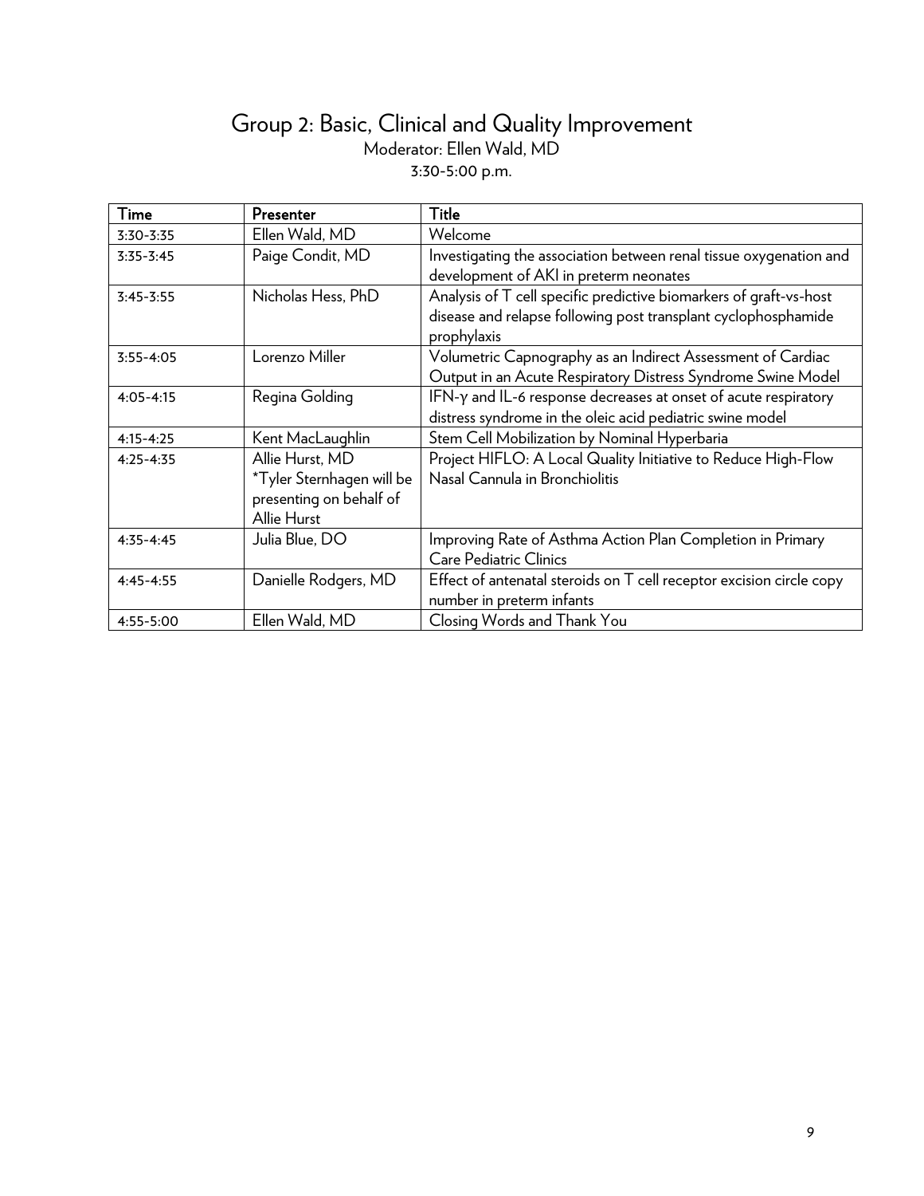# Group 2: Basic, Clinical and Quality Improvement

Moderator: Ellen Wald, MD

3:30-5:00 p.m.

| Time | Presenter | Title |
|---|---|---|
| 3:30-3:35 | Ellen Wald, MD | Welcome |
| 3:35-3:45 | Paige Condit, MD | Investigating the association between renal tissue oxygenation and development of AKI in preterm neonates |
| 3:45-3:55 | Nicholas Hess, PhD | Analysis of T cell specific predictive biomarkers of graft-vs-host disease and relapse following post transplant cyclophosphamide prophylaxis |
| 3:55-4:05 | Lorenzo Miller | Volumetric Capnography as an Indirect Assessment of Cardiac Output in an Acute Respiratory Distress Syndrome Swine Model |
| 4:05-4:15 | Regina Golding | IFN-γ and IL-6 response decreases at onset of acute respiratory distress syndrome in the oleic acid pediatric swine model |
| 4:15-4:25 | Kent MacLaughlin | Stem Cell Mobilization by Nominal Hyperbaria |
| 4:25-4:35 | Allie Hurst, MD *Tyler Sternhagen will be presenting on behalf of Allie Hurst | Project HIFLO: A Local Quality Initiative to Reduce High-Flow Nasal Cannula in Bronchiolitis |
| 4:35-4:45 | Julia Blue, DO | Improving Rate of Asthma Action Plan Completion in Primary Care Pediatric Clinics |
| 4:45-4:55 | Danielle Rodgers, MD | Effect of antenatal steroids on T cell receptor excision circle copy number in preterm infants |
| 4:55-5:00 | Ellen Wald, MD | Closing Words and Thank You |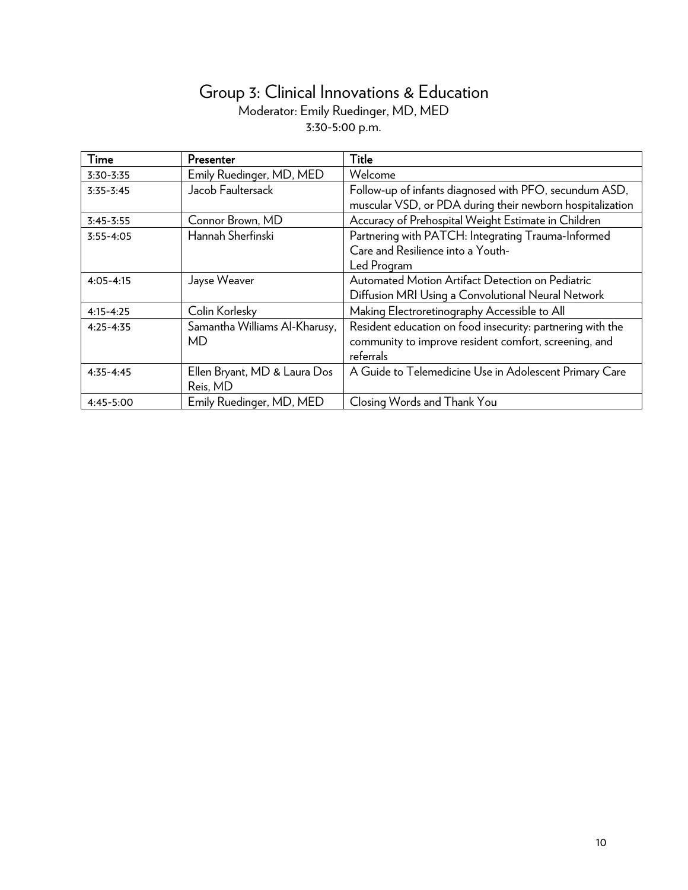# Group 3: Clinical Innovations & Education

Moderator: Emily Ruedinger, MD, MED

3:30-5:00 p.m.

| Time | Presenter | Title |
| --- | --- | --- |
| 3:30-3:35 | Emily Ruedinger, MD, MED | Welcome |
| 3:35-3:45 | Jacob Faultersack | Follow-up of infants diagnosed with PFO, secundum ASD, muscular VSD, or PDA during their newborn hospitalization |
| 3:45-3:55 | Connor Brown, MD | Accuracy of Prehospital Weight Estimate in Children |
| 3:55-4:05 | Hannah Sherfinski | Partnering with PATCH: Integrating Trauma-Informed Care and Resilience into a Youth-Led Program |
| 4:05-4:15 | Jayse Weaver | Automated Motion Artifact Detection on Pediatric Diffusion MRI Using a Convolutional Neural Network |
| 4:15-4:25 | Colin Korlesky | Making Electroretinography Accessible to All |
| 4:25-4:35 | Samantha Williams Al-Kharusy, MD | Resident education on food insecurity: partnering with the community to improve resident comfort, screening, and referrals |
| 4:35-4:45 | Ellen Bryant, MD & Laura Dos Reis, MD | A Guide to Telemedicine Use in Adolescent Primary Care |
| 4:45-5:00 | Emily Ruedinger, MD, MED | Closing Words and Thank You |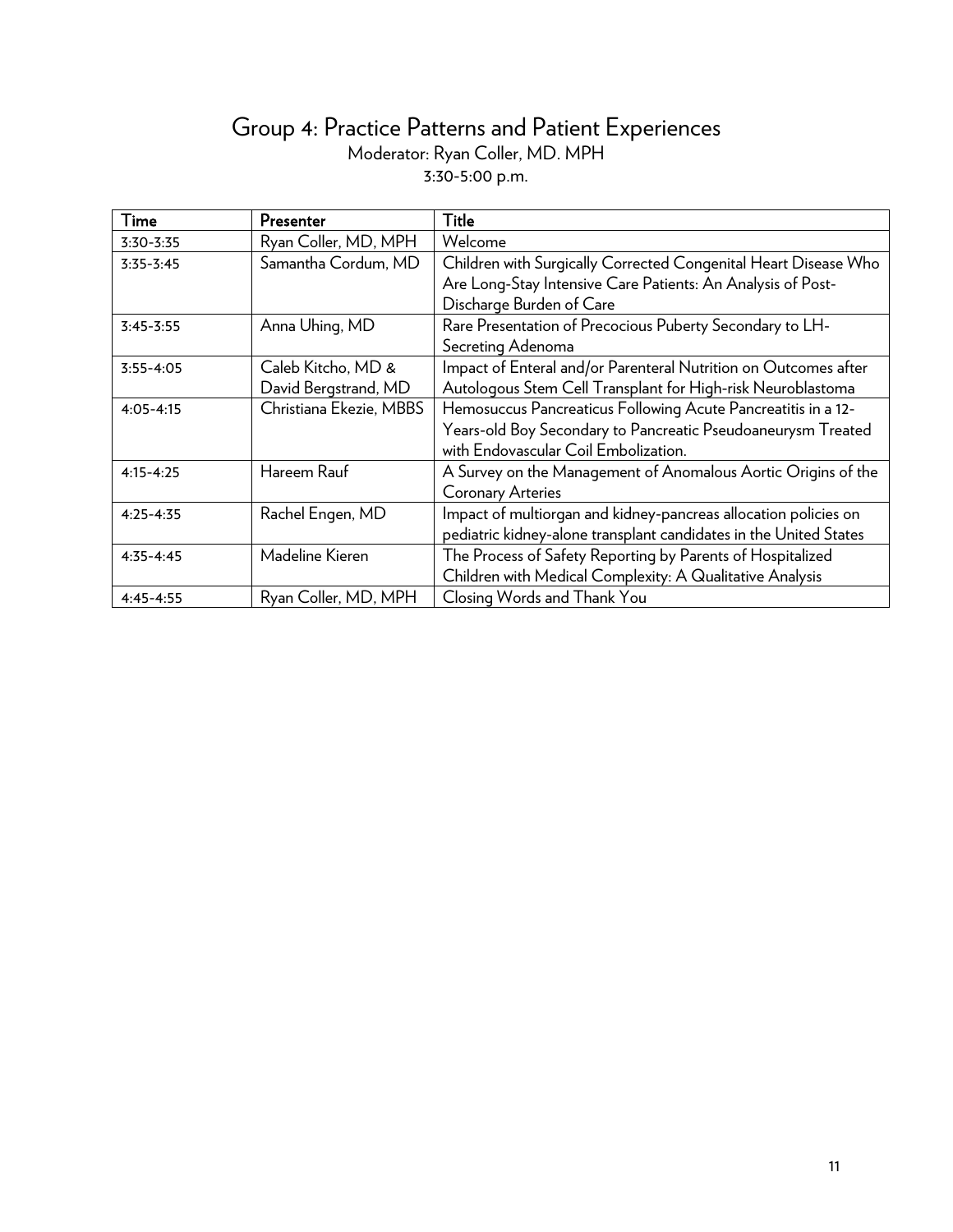# Group 4: Practice Patterns and Patient Experiences

Moderator: Ryan Coller, MD. MPH

3:30-5:00 p.m.

| Time | Presenter | Title |
|---|---|---|
| 3:30-3:35 | Ryan Coller, MD, MPH | Welcome |
| 3:35-3:45 | Samantha Cordum, MD | Children with Surgically Corrected Congenital Heart Disease Who Are Long-Stay Intensive Care Patients: An Analysis of Post-Discharge Burden of Care |
| 3:45-3:55 | Anna Uhing, MD | Rare Presentation of Precocious Puberty Secondary to LH-Secreting Adenoma |
| 3:55-4:05 | Caleb Kitcho, MD & David Bergstrand, MD | Impact of Enteral and/or Parenteral Nutrition on Outcomes after Autologous Stem Cell Transplant for High-risk Neuroblastoma |
| 4:05-4:15 | Christiana Ekezie, MBBS | Hemosuccus Pancreaticus Following Acute Pancreatitis in a 12-Years-old Boy Secondary to Pancreatic Pseudoaneurysm Treated with Endovascular Coil Embolization. |
| 4:15-4:25 | Hareem Rauf | A Survey on the Management of Anomalous Aortic Origins of the Coronary Arteries |
| 4:25-4:35 | Rachel Engen, MD | Impact of multiorgan and kidney-pancreas allocation policies on pediatric kidney-alone transplant candidates in the United States |
| 4:35-4:45 | Madeline Kieren | The Process of Safety Reporting by Parents of Hospitalized Children with Medical Complexity: A Qualitative Analysis |
| 4:45-4:55 | Ryan Coller, MD, MPH | Closing Words and Thank You |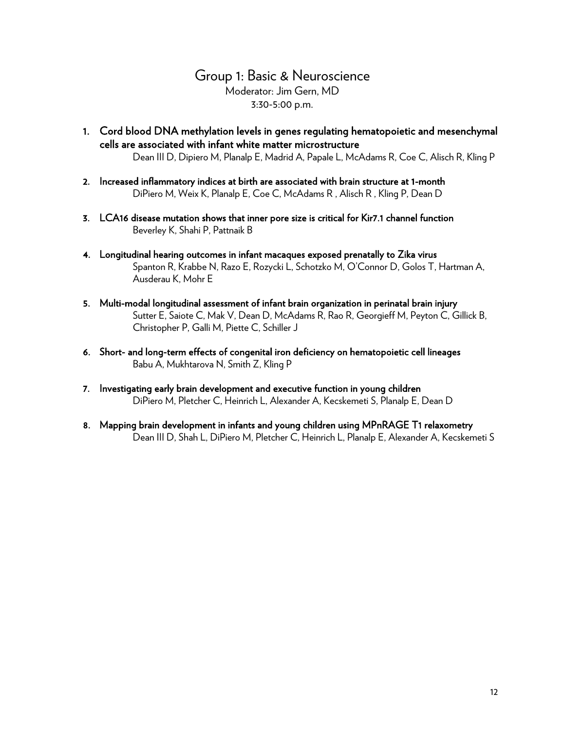# Group 1: Basic & Neuroscience

Moderator: Jim Gern, MD

3:30-5:00 p.m.

1. **Cord blood DNA methylation levels in genes regulating hematopoietic and mesenchymal cells are associated with infant white matter microstructure**
   Dean III D, Dipiero M, Planalp E, Madrid A, Papale L, McAdams R, Coe C, Alisch R, Kling P

2. **Increased inflammatory indices at birth are associated with brain structure at 1-month**
   DiPiero M, Weix K, Planalp E, Coe C, McAdams R , Alisch R , Kling P, Dean D

3. **LCA16 disease mutation shows that inner pore size is critical for Kir7.1 channel function**
   Beverley K, Shahi P, Pattnaik B

4. **Longitudinal hearing outcomes in infant macaques exposed prenatally to Zika virus**
   Spanton R, Krabbe N, Razo E, Rozycki L, Schotzko M, O'Connor D, Golos T, Hartman A, Ausderau K, Mohr E

5. **Multi-modal longitudinal assessment of infant brain organization in perinatal brain injury**
   Sutter E, Saiote C, Mak V, Dean D, McAdams R, Rao R, Georgieff M, Peyton C, Gillick B, Christopher P, Galli M, Piette C, Schiller J

6. **Short- and long-term effects of congenital iron deficiency on hematopoietic cell lineages**
   Babu A, Mukhtarova N, Smith Z, Kling P

7. **Investigating early brain development and executive function in young children**
   DiPiero M, Pletcher C, Heinrich L, Alexander A, Kecskemeti S, Planalp E, Dean D

8. **Mapping brain development in infants and young children using MPnRAGE T1 relaxometry**
   Dean III D, Shah L, DiPiero M, Pletcher C, Heinrich L, Planalp E, Alexander A, Kecskemeti S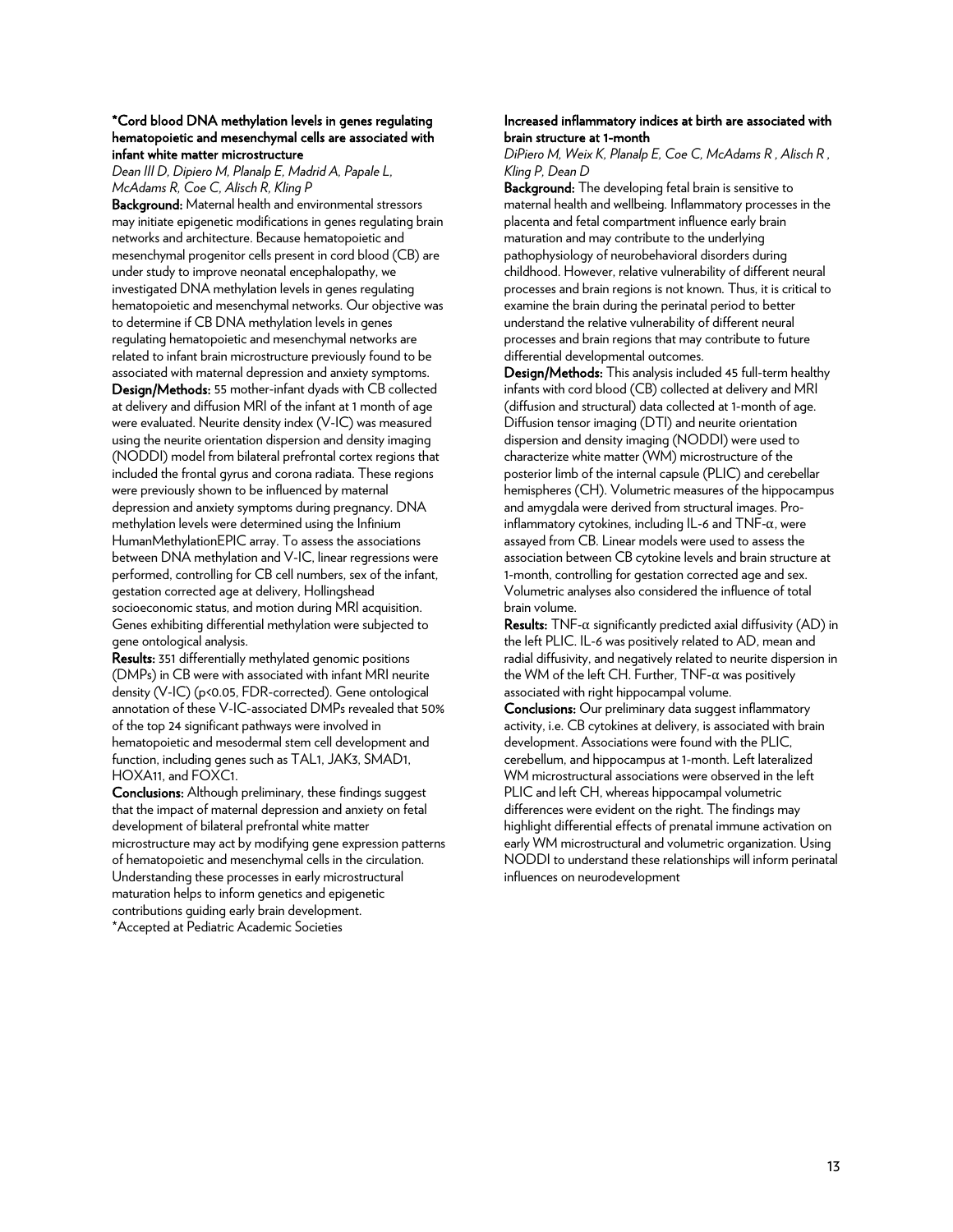### *Cord blood DNA methylation levels in genes regulating hematopoietic and mesenchymal cells are associated with infant white matter microstructure

*Dean III D, Dipiero M, Planalp E, Madrid A, Papale L, McAdams R, Coe C, Alisch R, Kling P*

**Background:** Maternal health and environmental stressors may initiate epigenetic modifications in genes regulating brain networks and architecture. Because hematopoietic and mesenchymal progenitor cells present in cord blood (CB) are under study to improve neonatal encephalopathy, we investigated DNA methylation levels in genes regulating hematopoietic and mesenchymal networks. Our objective was to determine if CB DNA methylation levels in genes regulating hematopoietic and mesenchymal networks are related to infant brain microstructure previously found to be associated with maternal depression and anxiety symptoms.

**Design/Methods:** 55 mother-infant dyads with CB collected at delivery and diffusion MRI of the infant at 1 month of age were evaluated. Neurite density index (V-IC) was measured using the neurite orientation dispersion and density imaging (NODDI) model from bilateral prefrontal cortex regions that included the frontal gyrus and corona radiata. These regions were previously shown to be influenced by maternal depression and anxiety symptoms during pregnancy. DNA methylation levels were determined using the Infinium HumanMethylationEPIC array. To assess the associations between DNA methylation and V-IC, linear regressions were performed, controlling for CB cell numbers, sex of the infant, gestation corrected age at delivery, Hollingshead socioeconomic status, and motion during MRI acquisition. Genes exhibiting differential methylation were subjected to gene ontological analysis.

**Results:** 351 differentially methylated genomic positions (DMPs) in CB were with associated with infant MRI neurite density (V-IC) ($p<0.05$, FDR-corrected). Gene ontological annotation of these V-IC-associated DMPs revealed that 50% of the top 24 significant pathways were involved in hematopoietic and mesodermal stem cell development and function, including genes such as TAL1, JAK3, SMAD1, HOXA11, and FOXC1.

**Conclusions:** Although preliminary, these findings suggest that the impact of maternal depression and anxiety on fetal development of bilateral prefrontal white matter microstructure may act by modifying gene expression patterns of hematopoietic and mesenchymal cells in the circulation. Understanding these processes in early microstructural maturation helps to inform genetics and epigenetic contributions guiding early brain development.

*Accepted at Pediatric Academic Societies

### Increased inflammatory indices at birth are associated with brain structure at 1-month

*DiPiero M, Weix K, Planalp E, Coe C, McAdams R , Alisch R , Kling P, Dean D*

**Background:** The developing fetal brain is sensitive to maternal health and wellbeing. Inflammatory processes in the placenta and fetal compartment influence early brain maturation and may contribute to the underlying pathophysiology of neurobehavioral disorders during childhood. However, relative vulnerability of different neural processes and brain regions is not known. Thus, it is critical to examine the brain during the perinatal period to better understand the relative vulnerability of different neural processes and brain regions that may contribute to future differential developmental outcomes.

**Design/Methods:** This analysis included 45 full-term healthy infants with cord blood (CB) collected at delivery and MRI (diffusion and structural) data collected at 1-month of age. Diffusion tensor imaging (DTI) and neurite orientation dispersion and density imaging (NODDI) were used to characterize white matter (WM) microstructure of the posterior limb of the internal capsule (PLIC) and cerebellar hemispheres (CH). Volumetric measures of the hippocampus and amygdala were derived from structural images. Pro-inflammatory cytokines, including IL-6 and TNF-α, were assayed from CB. Linear models were used to assess the association between CB cytokine levels and brain structure at 1-month, controlling for gestation corrected age and sex. Volumetric analyses also considered the influence of total brain volume.

**Results:** TNF-α significantly predicted axial diffusivity (AD) in the left PLIC. IL-6 was positively related to AD, mean and radial diffusivity, and negatively related to neurite dispersion in the WM of the left CH. Further, TNF-α was positively associated with right hippocampal volume.

**Conclusions:** Our preliminary data suggest inflammatory activity, i.e. CB cytokines at delivery, is associated with brain development. Associations were found with the PLIC, cerebellum, and hippocampus at 1-month. Left lateralized WM microstructural associations were observed in the left PLIC and left CH, whereas hippocampal volumetric differences were evident on the right. The findings may highlight differential effects of prenatal immune activation on early WM microstructural and volumetric organization. Using NODDI to understand these relationships will inform perinatal influences on neurodevelopment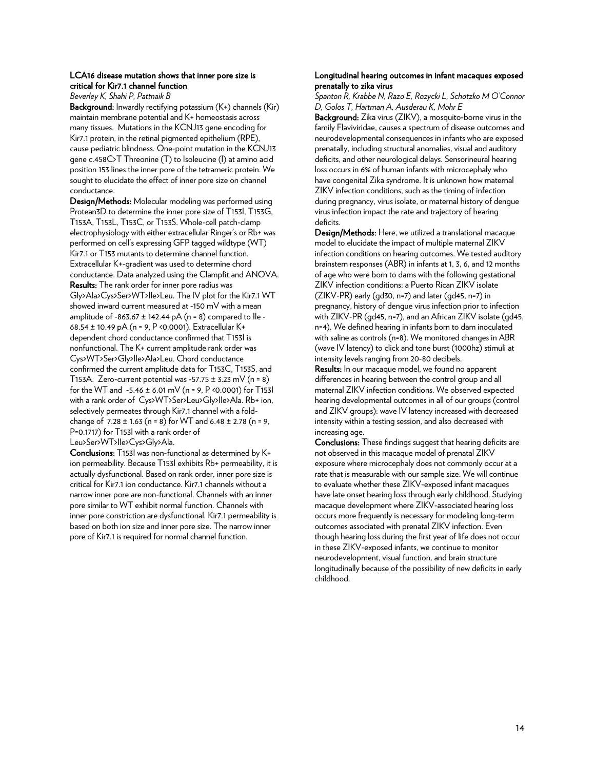### LCA16 disease mutation shows that inner pore size is critical for Kir7.1 channel function

*Beverley K, Shahi P, Pattnaik B*

**Background:** Inwardly rectifying potassium (K+) channels (Kir) maintain membrane potential and K+ homeostasis across many tissues. Mutations in the KCNJ13 gene encoding for Kir7.1 protein, in the retinal pigmented epithelium (RPE), cause pediatric blindness. One-point mutation in the KCNJ13 gene c.458C>T Threonine (T) to Isoleucine (I) at amino acid position 153 lines the inner pore of the tetrameric protein. We sought to elucidate the effect of inner pore size on channel conductance.

**Design/Methods:** Molecular modeling was performed using Protean3D to determine the inner pore size of T153I, T153G, T153A, T153L, T153C, or T153S. Whole-cell patch-clamp electrophysiology with either extracellular Ringer's or Rb+ was performed on cell's expressing GFP tagged wildtype (WT) Kir7.1 or T153 mutants to determine channel function. Extracellular K+-gradient was used to determine chord conductance. Data analyzed using the Clampfit and ANOVA.

**Results:** The rank order for inner pore radius was Gly>Ala>Cys>Ser>WT>Ile>Leu. The IV plot for the Kir7.1 WT showed inward current measured at -150 mV with a mean amplitude of -863.67 ± 142.44 pA (n = 8) compared to Ile -68.54 ± 10.49 pA (n = 9, P <0.0001). Extracellular K+ dependent chord conductance confirmed that T153I is nonfunctional. The K+ current amplitude rank order was Cys>WT>Ser>Gly>Ile>Ala>Leu. Chord conductance confirmed the current amplitude data for T153C, T153S, and T153A. Zero-current potential was -57.75 ± 3.23 mV (n = 8) for the WT and -5.46 ± 6.01 mV (n = 9, P <0.0001) for T153I with a rank order of Cys>WT>Ser>Leu>Gly>Ile>Ala. Rb+ ion, selectively permeates through Kir7.1 channel with a fold-change of 7.28 ± 1.63 (n = 8) for WT and 6.48 ± 2.78 (n = 9, P=0.1717) for T153I with a rank order of Leu>Ser>WT>Ile>Cys>Gly>Ala.

**Conclusions:** T153I was non-functional as determined by K+ ion permeability. Because T153I exhibits Rb+ permeability, it is actually dysfunctional. Based on rank order, inner pore size is critical for Kir7.1 ion conductance. Kir7.1 channels without a narrow inner pore are non-functional. Channels with an inner pore similar to WT exhibit normal function. Channels with inner pore constriction are dysfunctional. Kir7.1 permeability is based on both ion size and inner pore size. The narrow inner pore of Kir7.1 is required for normal channel function.

### Longitudinal hearing outcomes in infant macaques exposed prenatally to zika virus

*Spanton R, Krabbe N, Razo E, Rozycki L, Schotzko M O'Connor D, Golos T, Hartman A, Ausderau K, Mohr E*

**Background:** Zika virus (ZIKV), a mosquito-borne virus in the family Flaviviridae, causes a spectrum of disease outcomes and neurodevelopmental consequences in infants who are exposed prenatally, including structural anomalies, visual and auditory deficits, and other neurological delays. Sensorineural hearing loss occurs in 6% of human infants with microcephaly who have congenital Zika syndrome. It is unknown how maternal ZIKV infection conditions, such as the timing of infection during pregnancy, virus isolate, or maternal history of dengue virus infection impact the rate and trajectory of hearing deficits.

**Design/Methods:** Here, we utilized a translational macaque model to elucidate the impact of multiple maternal ZIKV infection conditions on hearing outcomes. We tested auditory brainstem responses (ABR) in infants at 1, 3, 6, and 12 months of age who were born to dams with the following gestational ZIKV infection conditions: a Puerto Rican ZIKV isolate (ZIKV-PR) early (gd30, n=7) and later (gd45, n=7) in pregnancy, history of dengue virus infection prior to infection with ZIKV-PR (gd45, n=7), and an African ZIKV isolate (gd45, n=4). We defined hearing in infants born to dam inoculated with saline as controls (n=8). We monitored changes in ABR (wave IV latency) to click and tone burst (1000hz) stimuli at intensity levels ranging from 20-80 decibels.

**Results:** In our macaque model, we found no apparent differences in hearing between the control group and all maternal ZIKV infection conditions. We observed expected hearing developmental outcomes in all of our groups (control and ZIKV groups): wave IV latency increased with decreased intensity within a testing session, and also decreased with increasing age.

**Conclusions:** These findings suggest that hearing deficits are not observed in this macaque model of prenatal ZIKV exposure where microcephaly does not commonly occur at a rate that is measurable with our sample size. We will continue to evaluate whether these ZIKV-exposed infant macaques have late onset hearing loss through early childhood. Studying macaque development where ZIKV-associated hearing loss occurs more frequently is necessary for modeling long-term outcomes associated with prenatal ZIKV infection. Even though hearing loss during the first year of life does not occur in these ZIKV-exposed infants, we continue to monitor neurodevelopment, visual function, and brain structure longitudinally because of the possibility of new deficits in early childhood.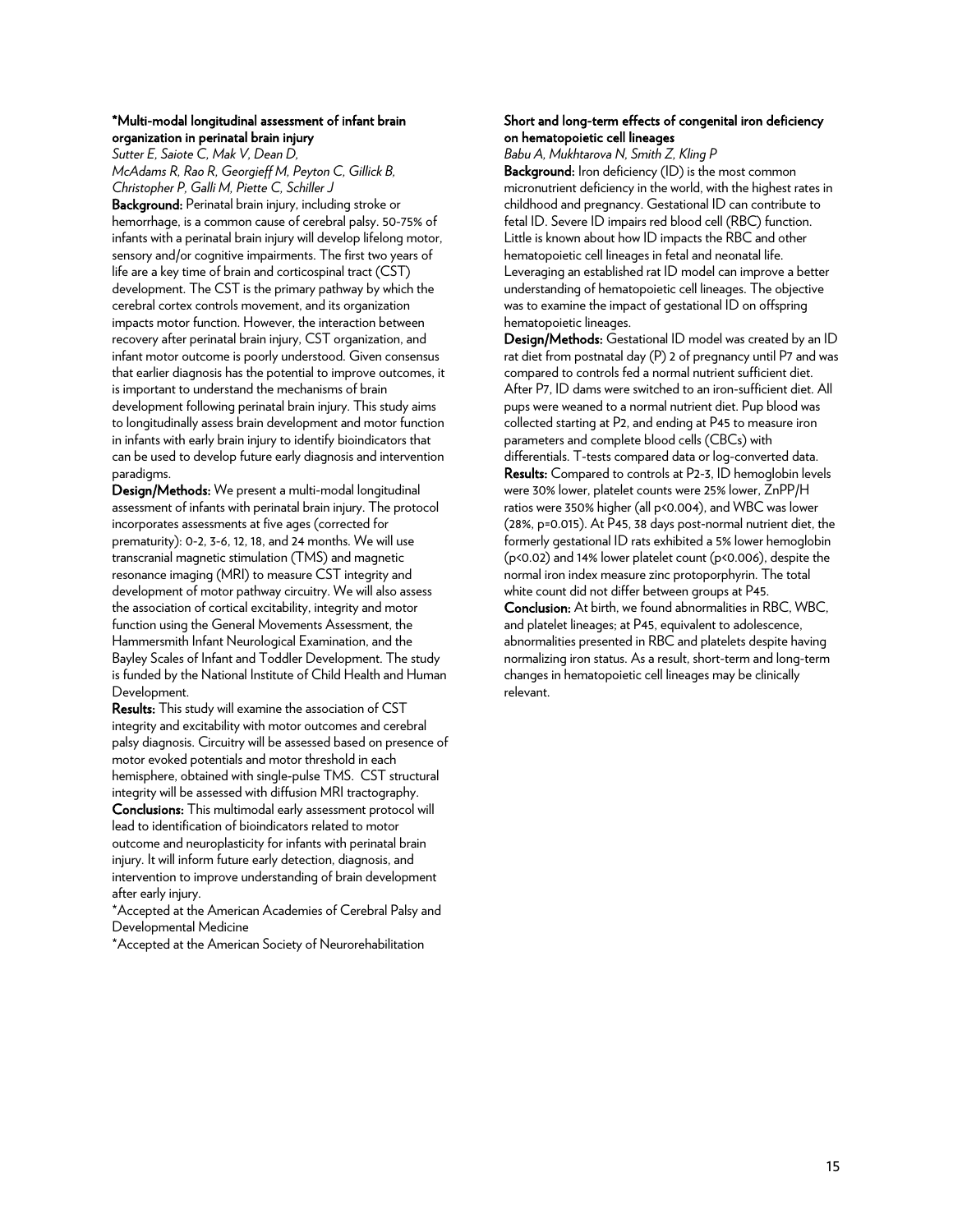### *Multi-modal longitudinal assessment of infant brain organization in perinatal brain injury

*Sutter E, Saiote C, Mak V, Dean D, McAdams R, Rao R, Georgieff M, Peyton C, Gillick B, Christopher P, Galli M, Piette C, Schiller J*

**Background:** Perinatal brain injury, including stroke or hemorrhage, is a common cause of cerebral palsy. 50-75% of infants with a perinatal brain injury will develop lifelong motor, sensory and/or cognitive impairments. The first two years of life are a key time of brain and corticospinal tract (CST) development. The CST is the primary pathway by which the cerebral cortex controls movement, and its organization impacts motor function. However, the interaction between recovery after perinatal brain injury, CST organization, and infant motor outcome is poorly understood. Given consensus that earlier diagnosis has the potential to improve outcomes, it is important to understand the mechanisms of brain development following perinatal brain injury. This study aims to longitudinally assess brain development and motor function in infants with early brain injury to identify bioindicators that can be used to develop future early diagnosis and intervention paradigms.

**Design/Methods:** We present a multi-modal longitudinal assessment of infants with perinatal brain injury. The protocol incorporates assessments at five ages (corrected for prematurity): 0-2, 3-6, 12, 18, and 24 months. We will use transcranial magnetic stimulation (TMS) and magnetic resonance imaging (MRI) to measure CST integrity and development of motor pathway circuitry. We will also assess the association of cortical excitability, integrity and motor function using the General Movements Assessment, the Hammersmith Infant Neurological Examination, and the Bayley Scales of Infant and Toddler Development. The study is funded by the National Institute of Child Health and Human Development.

**Results:** This study will examine the association of CST integrity and excitability with motor outcomes and cerebral palsy diagnosis. Circuitry will be assessed based on presence of motor evoked potentials and motor threshold in each hemisphere, obtained with single-pulse TMS. CST structural integrity will be assessed with diffusion MRI tractography.

**Conclusions:** This multimodal early assessment protocol will lead to identification of bioindicators related to motor outcome and neuroplasticity for infants with perinatal brain injury. It will inform future early detection, diagnosis, and intervention to improve understanding of brain development after early injury.

*Accepted at the American Academies of Cerebral Palsy and Developmental Medicine

*Accepted at the American Society of Neurorehabilitation

### Short and long-term effects of congenital iron deficiency on hematopoietic cell lineages

*Babu A, Mukhtarova N, Smith Z, Kling P*

**Background:** Iron deficiency (ID) is the most common micronutrient deficiency in the world, with the highest rates in childhood and pregnancy. Gestational ID can contribute to fetal ID. Severe ID impairs red blood cell (RBC) function. Little is known about how ID impacts the RBC and other hematopoietic cell lineages in fetal and neonatal life. Leveraging an established rat ID model can improve a better understanding of hematopoietic cell lineages. The objective was to examine the impact of gestational ID on offspring hematopoietic lineages.

**Design/Methods:** Gestational ID model was created by an ID rat diet from postnatal day (P) 2 of pregnancy until P7 and was compared to controls fed a normal nutrient sufficient diet. After P7, ID dams were switched to an iron-sufficient diet. All pups were weaned to a normal nutrient diet. Pup blood was collected starting at P2, and ending at P45 to measure iron parameters and complete blood cells (CBCs) with differentials. T-tests compared data or log-converted data.

**Results:** Compared to controls at P2-3, ID hemoglobin levels were 30% lower, platelet counts were 25% lower, ZnPP/H ratios were 350% higher (all $p<0.004$), and WBC was lower (28%, $p=0.015$). At P45, 38 days post-normal nutrient diet, the formerly gestational ID rats exhibited a 5% lower hemoglobin ($p<0.02$) and 14% lower platelet count ($p<0.006$), despite the normal iron index measure zinc protoporphyrin. The total white count did not differ between groups at P45.

**Conclusion:** At birth, we found abnormalities in RBC, WBC, and platelet lineages; at P45, equivalent to adolescence, abnormalities presented in RBC and platelets despite having normalizing iron status. As a result, short-term and long-term changes in hematopoietic cell lineages may be clinically relevant.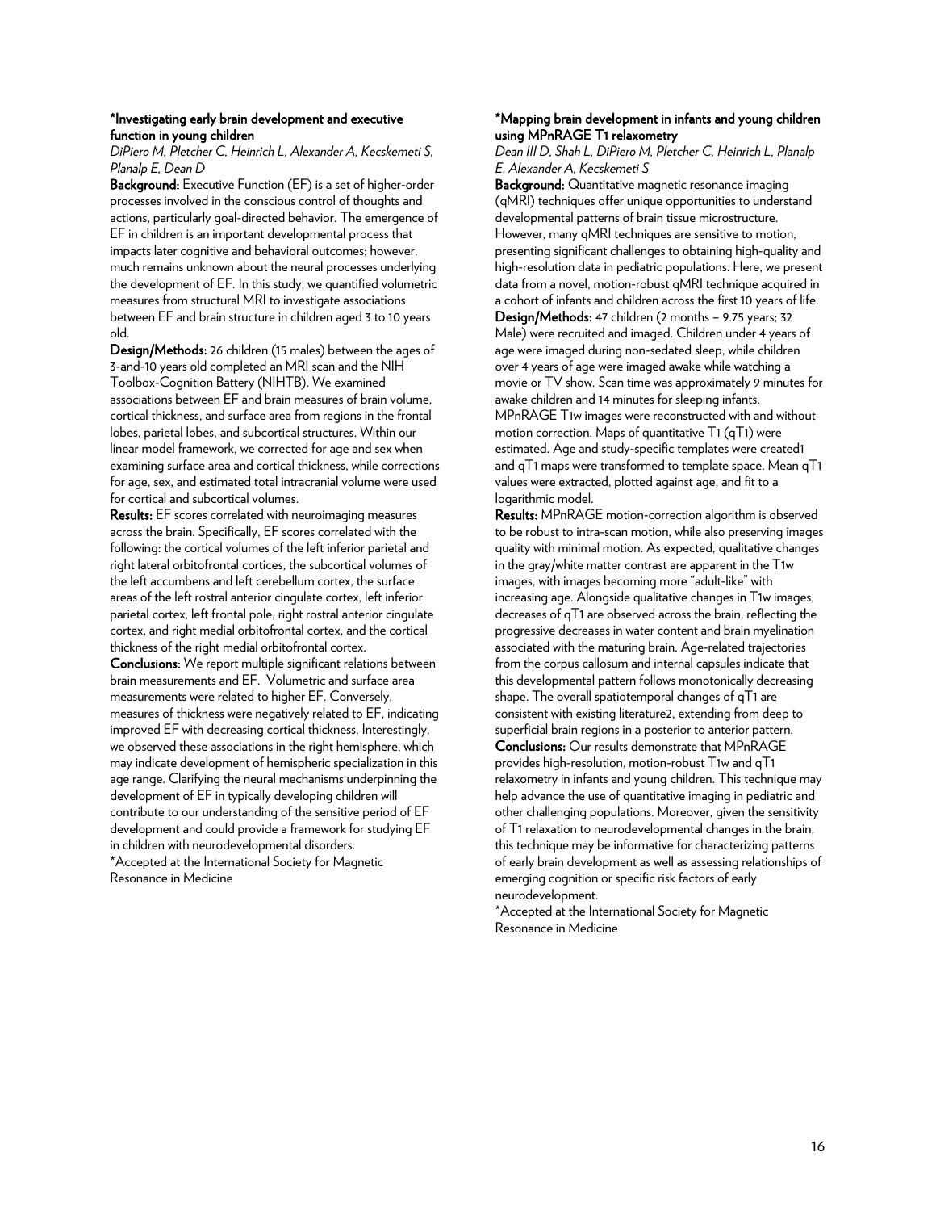### *Investigating early brain development and executive function in young children

*DiPiero M, Pletcher C, Heinrich L, Alexander A, Kecskemeti S, Planalp E, Dean D*

**Background:** Executive Function (EF) is a set of higher-order processes involved in the conscious control of thoughts and actions, particularly goal-directed behavior. The emergence of EF in children is an important developmental process that impacts later cognitive and behavioral outcomes; however, much remains unknown about the neural processes underlying the development of EF. In this study, we quantified volumetric measures from structural MRI to investigate associations between EF and brain structure in children aged 3 to 10 years old.

**Design/Methods:** 26 children (15 males) between the ages of 3-and-10 years old completed an MRI scan and the NIH Toolbox-Cognition Battery (NIHTB). We examined associations between EF and brain measures of brain volume, cortical thickness, and surface area from regions in the frontal lobes, parietal lobes, and subcortical structures. Within our linear model framework, we corrected for age and sex when examining surface area and cortical thickness, while corrections for age, sex, and estimated total intracranial volume were used for cortical and subcortical volumes.

**Results:** EF scores correlated with neuroimaging measures across the brain. Specifically, EF scores correlated with the following: the cortical volumes of the left inferior parietal and right lateral orbitofrontal cortices, the subcortical volumes of the left accumbens and left cerebellum cortex, the surface areas of the left rostral anterior cingulate cortex, left inferior parietal cortex, left frontal pole, right rostral anterior cingulate cortex, and right medial orbitofrontal cortex, and the cortical thickness of the right medial orbitofrontal cortex.

**Conclusions:** We report multiple significant relations between brain measurements and EF. Volumetric and surface area measurements were related to higher EF. Conversely, measures of thickness were negatively related to EF, indicating improved EF with decreasing cortical thickness. Interestingly, we observed these associations in the right hemisphere, which may indicate development of hemispheric specialization in this age range. Clarifying the neural mechanisms underpinning the development of EF in typically developing children will contribute to our understanding of the sensitive period of EF development and could provide a framework for studying EF in children with neurodevelopmental disorders.

*Accepted at the International Society for Magnetic Resonance in Medicine

### *Mapping brain development in infants and young children using MPnRAGE T1 relaxometry

*Dean III D, Shah L, DiPiero M, Pletcher C, Heinrich L, Planalp E, Alexander A, Kecskemeti S*

**Background:** Quantitative magnetic resonance imaging (qMRI) techniques offer unique opportunities to understand developmental patterns of brain tissue microstructure. However, many qMRI techniques are sensitive to motion, presenting significant challenges to obtaining high-quality and high-resolution data in pediatric populations. Here, we present data from a novel, motion-robust qMRI technique acquired in a cohort of infants and children across the first 10 years of life.

**Design/Methods:** 47 children (2 months – 9.75 years; 32 Male) were recruited and imaged. Children under 4 years of age were imaged during non-sedated sleep, while children over 4 years of age were imaged awake while watching a movie or TV show. Scan time was approximately 9 minutes for awake children and 14 minutes for sleeping infants. MPnRAGE T1w images were reconstructed with and without motion correction. Maps of quantitative T1 (qT1) were estimated. Age and study-specific templates were created[1] and qT1 maps were transformed to template space. Mean qT1 values were extracted, plotted against age, and fit to a logarithmic model.

**Results:** MPnRAGE motion-correction algorithm is observed to be robust to intra-scan motion, while also preserving images quality with minimal motion. As expected, qualitative changes in the gray/white matter contrast are apparent in the T1w images, with images becoming more "adult-like" with increasing age. Alongside qualitative changes in T1w images, decreases of qT1 are observed across the brain, reflecting the progressive decreases in water content and brain myelination associated with the maturing brain. Age-related trajectories from the corpus callosum and internal capsules indicate that this developmental pattern follows monotonically decreasing shape. The overall spatiotemporal changes of qT1 are consistent with existing literature[2], extending from deep to superficial brain regions in a posterior to anterior pattern.

**Conclusions:** Our results demonstrate that MPnRAGE provides high-resolution, motion-robust T1w and qT1 relaxometry in infants and young children. This technique may help advance the use of quantitative imaging in pediatric and other challenging populations. Moreover, given the sensitivity of T1 relaxation to neurodevelopmental changes in the brain, this technique may be informative for characterizing patterns of early brain development as well as assessing relationships of emerging cognition or specific risk factors of early neurodevelopment.

*Accepted at the International Society for Magnetic Resonance in Medicine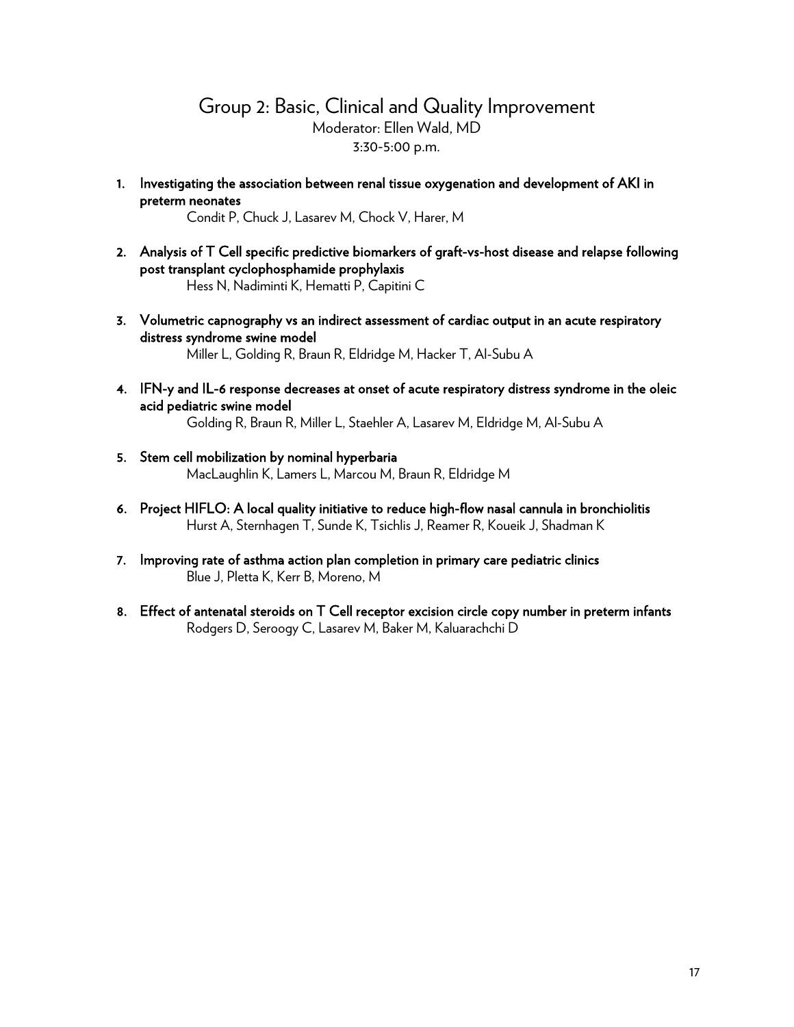## Group 2: Basic, Clinical and Quality Improvement

Moderator: Ellen Wald, MD

3:30-5:00 p.m.

1. **Investigating the association between renal tissue oxygenation and development of AKI in preterm neonates**
   Condit P, Chuck J, Lasarev M, Chock V, Harer, M

2. **Analysis of T Cell specific predictive biomarkers of graft-vs-host disease and relapse following post transplant cyclophosphamide prophylaxis**
   Hess N, Nadiminti K, Hematti P, Capitini C

3. **Volumetric capnography vs an indirect assessment of cardiac output in an acute respiratory distress syndrome swine model**
   Miller L, Golding R, Braun R, Eldridge M, Hacker T, Al-Subu A

4. **IFN-y and IL-6 response decreases at onset of acute respiratory distress syndrome in the oleic acid pediatric swine model**
   Golding R, Braun R, Miller L, Staehler A, Lasarev M, Eldridge M, Al-Subu A

5. **Stem cell mobilization by nominal hyperbaria**
   MacLaughlin K, Lamers L, Marcou M, Braun R, Eldridge M

6. **Project HIFLO: A local quality initiative to reduce high-flow nasal cannula in bronchiolitis**
   Hurst A, Sternhagen T, Sunde K, Tsichlis J, Reamer R, Koueik J, Shadman K

7. **Improving rate of asthma action plan completion in primary care pediatric clinics**
   Blue J, Pletta K, Kerr B, Moreno, M

8. **Effect of antenatal steroids on T Cell receptor excision circle copy number in preterm infants**
   Rodgers D, Seroogy C, Lasarev M, Baker M, Kaluarachchi D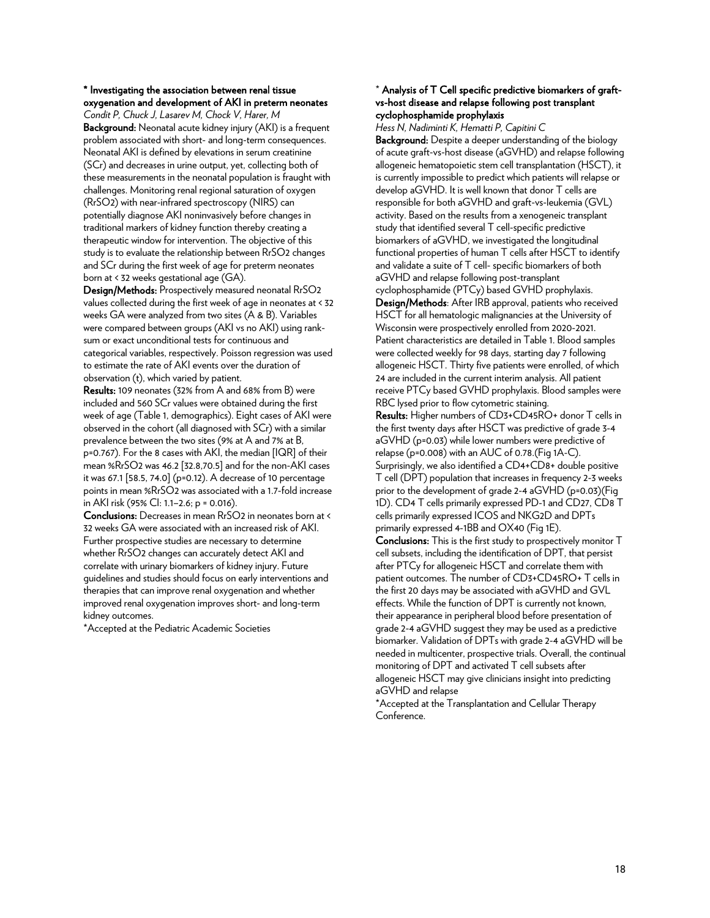**\* Investigating the association between renal tissue oxygenation and development of AKI in preterm neonates**

*Condit P, Chuck J, Lasarev M, Chock V, Harer, M*

**Background:** Neonatal acute kidney injury (AKI) is a frequent problem associated with short- and long-term consequences. Neonatal AKI is defined by elevations in serum creatinine (SCr) and decreases in urine output, yet, collecting both of these measurements in the neonatal population is fraught with challenges. Monitoring renal regional saturation of oxygen (RrSO2) with near-infrared spectroscopy (NIRS) can potentially diagnose AKI noninvasively before changes in traditional markers of kidney function thereby creating a therapeutic window for intervention. The objective of this study is to evaluate the relationship between RrSO2 changes and SCr during the first week of age for preterm neonates born at < 32 weeks gestational age (GA).

**Design/Methods:** Prospectively measured neonatal RrSO2 values collected during the first week of age in neonates at < 32 weeks GA were analyzed from two sites (A & B). Variables were compared between groups (AKI vs no AKI) using rank-sum or exact unconditional tests for continuous and categorical variables, respectively. Poisson regression was used to estimate the rate of AKI events over the duration of observation (t), which varied by patient.

**Results:** 109 neonates (32% from A and 68% from B) were included and 560 SCr values were obtained during the first week of age (Table 1, demographics). Eight cases of AKI were observed in the cohort (all diagnosed with SCr) with a similar prevalence between the two sites (9% at A and 7% at B, p=0.767). For the 8 cases with AKI, the median [IQR] of their mean %RrSO2 was 46.2 [32.8,70.5] and for the non-AKI cases it was 67.1 [58.5, 74.0] (p=0.12). A decrease of 10 percentage points in mean %RrSO2 was associated with a 1.7-fold increase in AKI risk (95% CI: 1.1–2.6; p = 0.016).

**Conclusions:** Decreases in mean RrSO2 in neonates born at < 32 weeks GA were associated with an increased risk of AKI. Further prospective studies are necessary to determine whether RrSO2 changes can accurately detect AKI and correlate with urinary biomarkers of kidney injury. Future guidelines and studies should focus on early interventions and therapies that can improve renal oxygenation and whether improved renal oxygenation improves short- and long-term kidney outcomes.

\*Accepted at the Pediatric Academic Societies

**\* Analysis of T Cell specific predictive biomarkers of graft-vs-host disease and relapse following post transplant cyclophosphamide prophylaxis**

*Hess N, Nadiminti K, Hematti P, Capitini C*

**Background:** Despite a deeper understanding of the biology of acute graft-vs-host disease (aGVHD) and relapse following allogeneic hematopoietic stem cell transplantation (HSCT), it is currently impossible to predict which patients will relapse or develop aGVHD. It is well known that donor T cells are responsible for both aGVHD and graft-vs-leukemia (GVL) activity. Based on the results from a xenogeneic transplant study that identified several T cell-specific predictive biomarkers of aGVHD, we investigated the longitudinal functional properties of human T cells after HSCT to identify and validate a suite of T cell- specific biomarkers of both aGVHD and relapse following post-transplant cyclophosphamide (PTCy) based GVHD prophylaxis.

**Design/Methods**: After IRB approval, patients who received HSCT for all hematologic malignancies at the University of Wisconsin were prospectively enrolled from 2020-2021. Patient characteristics are detailed in Table 1. Blood samples were collected weekly for 98 days, starting day 7 following allogeneic HSCT. Thirty five patients were enrolled, of which 24 are included in the current interim analysis. All patient receive PTCy based GVHD prophylaxis. Blood samples were RBC lysed prior to flow cytometric staining.

**Results:** Higher numbers of CD3+CD45RO+ donor T cells in the first twenty days after HSCT was predictive of grade 3-4 aGVHD (p=0.03) while lower numbers were predictive of relapse (p=0.008) with an AUC of 0.78.(Fig 1A-C). Surprisingly, we also identified a CD4+CD8+ double positive T cell (DPT) population that increases in frequency 2-3 weeks prior to the development of grade 2-4 aGVHD (p=0.03)(Fig 1D). CD4 T cells primarily expressed PD-1 and CD27, CD8 T cells primarily expressed ICOS and NKG2D and DPTs primarily expressed 4-1BB and OX40 (Fig 1E).

**Conclusions:** This is the first study to prospectively monitor T cell subsets, including the identification of DPT, that persist after PTCy for allogeneic HSCT and correlate them with patient outcomes. The number of CD3+CD45RO+ T cells in the first 20 days may be associated with aGVHD and GVL effects. While the function of DPT is currently not known, their appearance in peripheral blood before presentation of grade 2-4 aGVHD suggest they may be used as a predictive biomarker. Validation of DPTs with grade 2-4 aGVHD will be needed in multicenter, prospective trials. Overall, the continual monitoring of DPT and activated T cell subsets after allogeneic HSCT may give clinicians insight into predicting aGVHD and relapse

\*Accepted at the Transplantation and Cellular Therapy Conference.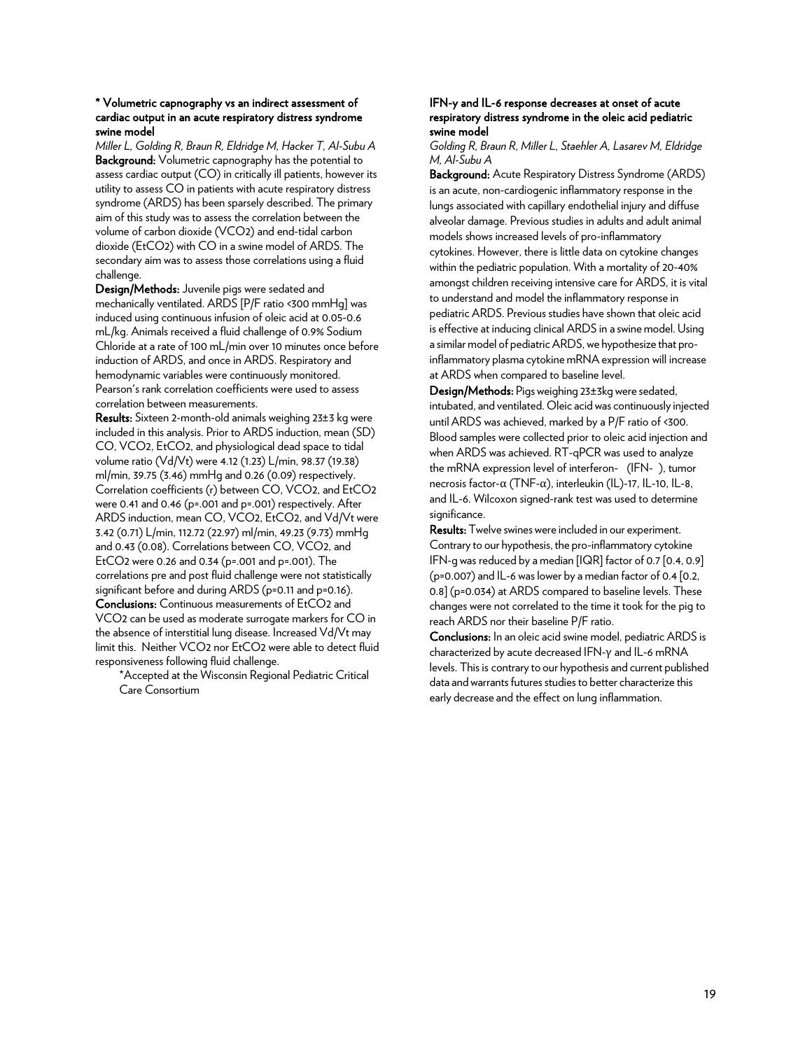### * Volumetric capnography vs an indirect assessment of cardiac output in an acute respiratory distress syndrome swine model

*Miller L, Golding R, Braun R, Eldridge M, Hacker T, Al-Subu A*

**Background:** Volumetric capnography has the potential to assess cardiac output (CO) in critically ill patients, however its utility to assess CO in patients with acute respiratory distress syndrome (ARDS) has been sparsely described. The primary aim of this study was to assess the correlation between the volume of carbon dioxide ($VCO_2$) and end-tidal carbon dioxide ($EtCO_2$) with CO in a swine model of ARDS. The secondary aim was to assess those correlations using a fluid challenge.

**Design/Methods:** Juvenile pigs were sedated and mechanically ventilated. ARDS [P/F ratio <300 mmHg] was induced using continuous infusion of oleic acid at 0.05-0.6 mL/kg. Animals received a fluid challenge of 0.9% Sodium Chloride at a rate of 100 mL/min over 10 minutes once before induction of ARDS, and once in ARDS. Respiratory and hemodynamic variables were continuously monitored. Pearson's rank correlation coefficients were used to assess correlation between measurements.

**Results:** Sixteen 2-month-old animals weighing 23±3 kg were included in this analysis. Prior to ARDS induction, mean (SD) CO, $VCO_2$, $EtCO_2$, and physiological dead space to tidal volume ratio (Vd/Vt) were 4.12 (1.23) L/min, 98.37 (19.38) ml/min, 39.75 (3.46) mmHg and 0.26 (0.09) respectively. Correlation coefficients (r) between CO, $VCO_2$, and $EtCO_2$ were 0.41 and 0.46 ($p=.001$ and $p=.001$) respectively. After ARDS induction, mean CO, $VCO_2$, $EtCO_2$, and Vd/Vt were 3.42 (0.71) L/min, 112.72 (22.97) ml/min, 49.23 (9.73) mmHg and 0.43 (0.08). Correlations between CO, $VCO_2$, and $EtCO_2$ were 0.26 and 0.34 ($p=.001$ and $p=.001$). The correlations pre and post fluid challenge were not statistically significant before and during ARDS ($p=0.11$ and $p=0.16$).

**Conclusions:** Continuous measurements of $EtCO_2$ and $VCO_2$ can be used as moderate surrogate markers for CO in the absence of interstitial lung disease. Increased Vd/Vt may limit this. Neither $VCO_2$ nor $EtCO_2$ were able to detect fluid responsiveness following fluid challenge.

*Accepted at the Wisconsin Regional Pediatric Critical Care Consortium

### IFN-γ and IL-6 response decreases at onset of acute respiratory distress syndrome in the oleic acid pediatric swine model

*Golding R, Braun R, Miller L, Staehler A, Lasarev M, Eldridge M, Al-Subu A*

**Background:** Acute Respiratory Distress Syndrome (ARDS) is an acute, non-cardiogenic inflammatory response in the lungs associated with capillary endothelial injury and diffuse alveolar damage. Previous studies in adults and adult animal models shows increased levels of pro-inflammatory cytokines. However, there is little data on cytokine changes within the pediatric population. With a mortality of 20-40% amongst children receiving intensive care for ARDS, it is vital to understand and model the inflammatory response in pediatric ARDS. Previous studies have shown that oleic acid is effective at inducing clinical ARDS in a swine model. Using a similar model of pediatric ARDS, we hypothesize that pro-inflammatory plasma cytokine mRNA expression will increase at ARDS when compared to baseline level.

**Design/Methods:** Pigs weighing 23±3kg were sedated, intubated, and ventilated. Oleic acid was continuously injected until ARDS was achieved, marked by a P/F ratio of <300. Blood samples were collected prior to oleic acid injection and when ARDS was achieved. RT-qPCR was used to analyze the mRNA expression level of interferon- (IFN- ), tumor necrosis factor-α (TNF-α), interleukin (IL)-17, IL-10, IL-8, and IL-6. Wilcoxon signed-rank test was used to determine significance.

**Results:** Twelve swines were included in our experiment. Contrary to our hypothesis, the pro-inflammatory cytokine IFN-g was reduced by a median [IQR] factor of 0.7 [0.4, 0.9] ($p=0.007$) and IL-6 was lower by a median factor of 0.4 [0.2, 0.8] ($p=0.034$) at ARDS compared to baseline levels. These changes were not correlated to the time it took for the pig to reach ARDS nor their baseline P/F ratio.

**Conclusions:** In an oleic acid swine model, pediatric ARDS is characterized by acute decreased IFN-γ and IL-6 mRNA levels. This is contrary to our hypothesis and current published data and warrants futures studies to better characterize this early decrease and the effect on lung inflammation.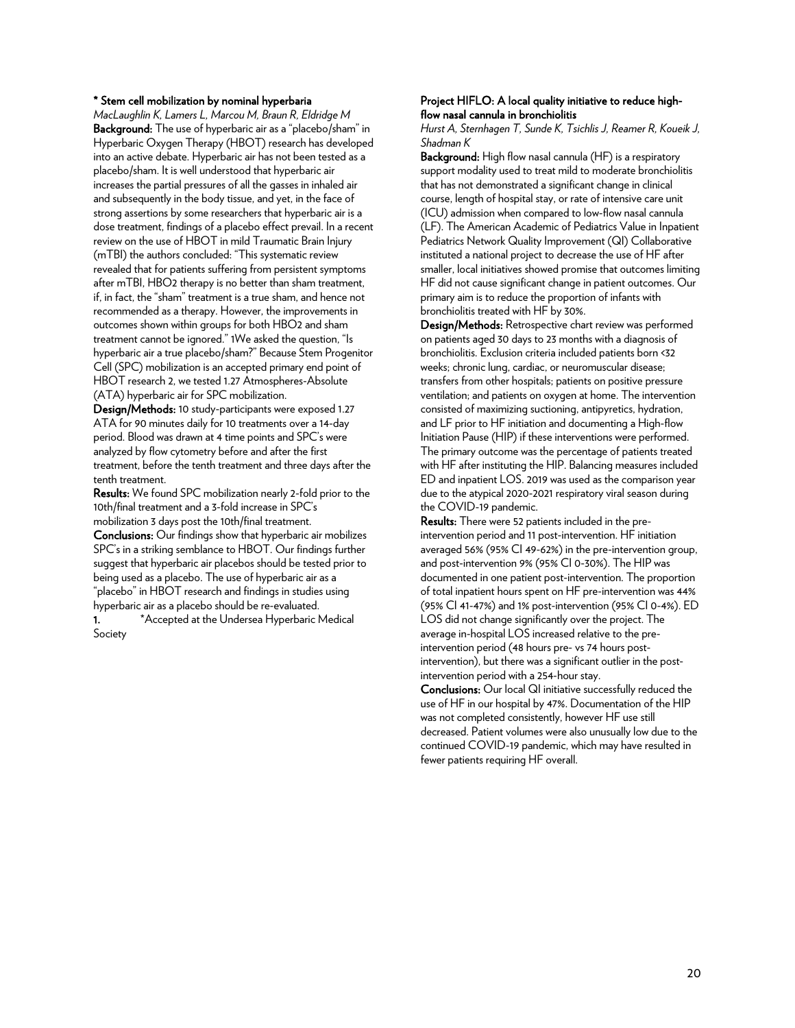### * Stem cell mobilization by nominal hyperbaria

*MacLaughlin K, Lamers L, Marcou M, Braun R, Eldridge M*

**Background:** The use of hyperbaric air as a "placebo/sham" in Hyperbaric Oxygen Therapy (HBOT) research has developed into an active debate. Hyperbaric air has not been tested as a placebo/sham. It is well understood that hyperbaric air increases the partial pressures of all the gasses in inhaled air and subsequently in the body tissue, and yet, in the face of strong assertions by some researchers that hyperbaric air is a dose treatment, findings of a placebo effect prevail. In a recent review on the use of HBOT in mild Traumatic Brain Injury (mTBI) the authors concluded: "This systematic review revealed that for patients suffering from persistent symptoms after mTBI, HBO2 therapy is no better than sham treatment, if, in fact, the "sham" treatment is a true sham, and hence not recommended as a therapy. However, the improvements in outcomes shown within groups for both HBO2 and sham treatment cannot be ignored." 1We asked the question, "Is hyperbaric air a true placebo/sham?" Because Stem Progenitor Cell (SPC) mobilization is an accepted primary end point of HBOT research 2, we tested 1.27 Atmospheres-Absolute (ATA) hyperbaric air for SPC mobilization.

**Design/Methods:** 10 study-participants were exposed 1.27 ATA for 90 minutes daily for 10 treatments over a 14-day period. Blood was drawn at 4 time points and SPC's were analyzed by flow cytometry before and after the first treatment, before the tenth treatment and three days after the tenth treatment.

**Results:** We found SPC mobilization nearly 2-fold prior to the 10th/final treatment and a 3-fold increase in SPC's mobilization 3 days post the 10th/final treatment.

**Conclusions:** Our findings show that hyperbaric air mobilizes SPC's in a striking semblance to HBOT. Our findings further suggest that hyperbaric air placebos should be tested prior to being used as a placebo. The use of hyperbaric air as a "placebo" in HBOT research and findings in studies using hyperbaric air as a placebo should be re-evaluated.

1. *Accepted at the Undersea Hyperbaric Medical Society

### Project HIFLO: A local quality initiative to reduce high-flow nasal cannula in bronchiolitis

*Hurst A, Sternhagen T, Sunde K, Tsichlis J, Reamer R, Koueik J, Shadman K*

**Background:** High flow nasal cannula (HF) is a respiratory support modality used to treat mild to moderate bronchiolitis that has not demonstrated a significant change in clinical course, length of hospital stay, or rate of intensive care unit (ICU) admission when compared to low-flow nasal cannula (LF). The American Academic of Pediatrics Value in Inpatient Pediatrics Network Quality Improvement (QI) Collaborative instituted a national project to decrease the use of HF after smaller, local initiatives showed promise that outcomes limiting HF did not cause significant change in patient outcomes. Our primary aim is to reduce the proportion of infants with bronchiolitis treated with HF by 30%.

**Design/Methods:** Retrospective chart review was performed on patients aged 30 days to 23 months with a diagnosis of bronchiolitis. Exclusion criteria included patients born <32 weeks; chronic lung, cardiac, or neuromuscular disease; transfers from other hospitals; patients on positive pressure ventilation; and patients on oxygen at home. The intervention consisted of maximizing suctioning, antipyretics, hydration, and LF prior to HF initiation and documenting a High-flow Initiation Pause (HIP) if these interventions were performed. The primary outcome was the percentage of patients treated with HF after instituting the HIP. Balancing measures included ED and inpatient LOS. 2019 was used as the comparison year due to the atypical 2020-2021 respiratory viral season during the COVID-19 pandemic.

**Results:** There were 52 patients included in the pre-intervention period and 11 post-intervention. HF initiation averaged 56% (95% CI 49-62%) in the pre-intervention group, and post-intervention 9% (95% CI 0-30%). The HIP was documented in one patient post-intervention. The proportion of total inpatient hours spent on HF pre-intervention was 44% (95% CI 41-47%) and 1% post-intervention (95% CI 0-4%). ED LOS did not change significantly over the project. The average in-hospital LOS increased relative to the pre-intervention period (48 hours pre- vs 74 hours post-intervention), but there was a significant outlier in the post-intervention period with a 254-hour stay.

**Conclusions:** Our local QI initiative successfully reduced the use of HF in our hospital by 47%. Documentation of the HIP was not completed consistently, however HF use still decreased. Patient volumes were also unusually low due to the continued COVID-19 pandemic, which may have resulted in fewer patients requiring HF overall.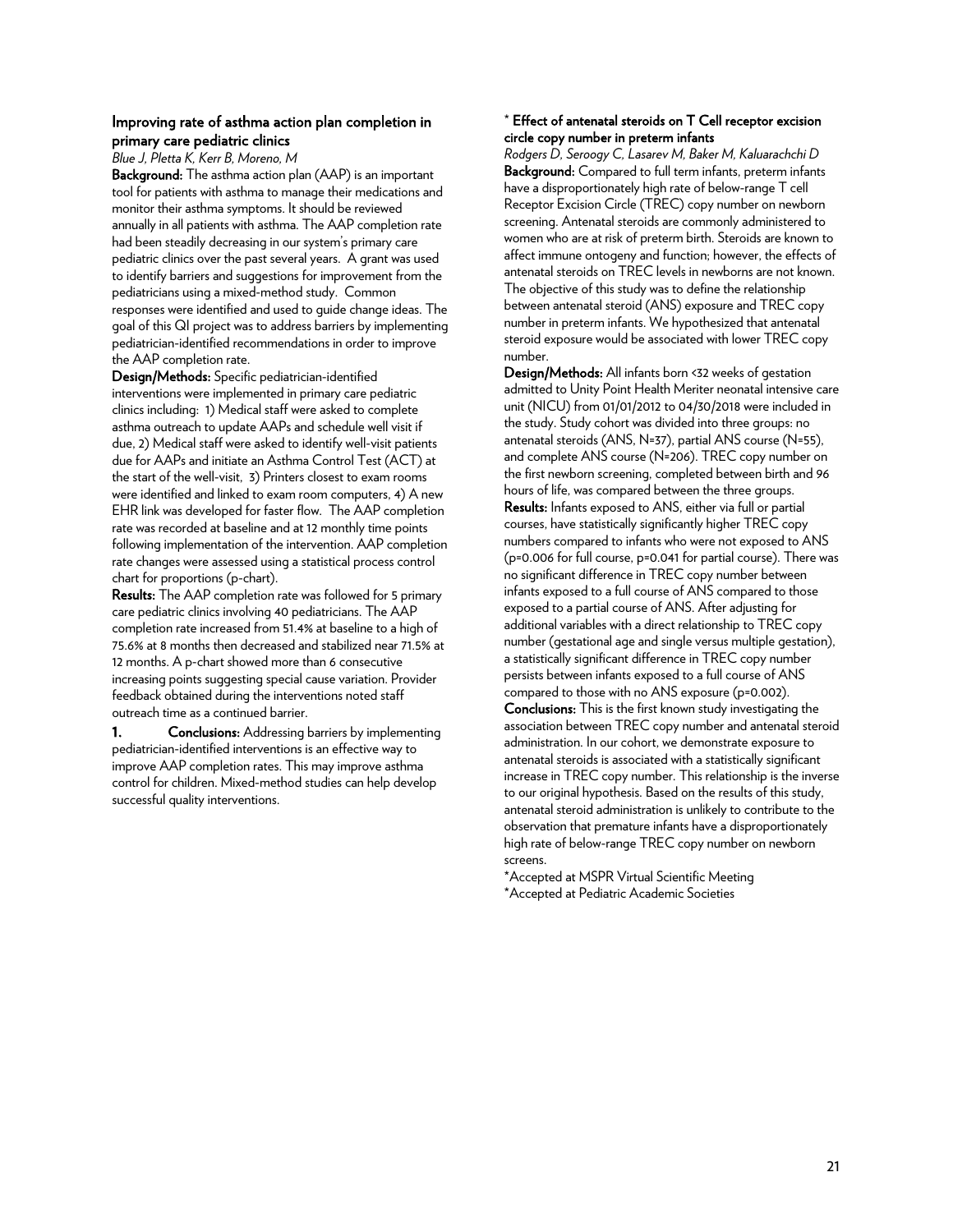## Improving rate of asthma action plan completion in primary care pediatric clinics

*Blue J, Pletta K, Kerr B, Moreno, M*

**Background:** The asthma action plan (AAP) is an important tool for patients with asthma to manage their medications and monitor their asthma symptoms. It should be reviewed annually in all patients with asthma. The AAP completion rate had been steadily decreasing in our system's primary care pediatric clinics over the past several years. A grant was used to identify barriers and suggestions for improvement from the pediatricians using a mixed-method study. Common responses were identified and used to guide change ideas. The goal of this QI project was to address barriers by implementing pediatrician-identified recommendations in order to improve the AAP completion rate.

**Design/Methods:** Specific pediatrician-identified interventions were implemented in primary care pediatric clinics including: 1) Medical staff were asked to complete asthma outreach to update AAPs and schedule well visit if due, 2) Medical staff were asked to identify well-visit patients due for AAPs and initiate an Asthma Control Test (ACT) at the start of the well-visit, 3) Printers closest to exam rooms were identified and linked to exam room computers, 4) A new EHR link was developed for faster flow. The AAP completion rate was recorded at baseline and at 12 monthly time points following implementation of the intervention. AAP completion rate changes were assessed using a statistical process control chart for proportions (p-chart).

**Results:** The AAP completion rate was followed for 5 primary care pediatric clinics involving 40 pediatricians. The AAP completion rate increased from 51.4% at baseline to a high of 75.6% at 8 months then decreased and stabilized near 71.5% at 12 months. A p-chart showed more than 6 consecutive increasing points suggesting special cause variation. Provider feedback obtained during the interventions noted staff outreach time as a continued barrier.

1. **Conclusions:** Addressing barriers by implementing pediatrician-identified interventions is an effective way to improve AAP completion rates. This may improve asthma control for children. Mixed-method studies can help develop successful quality interventions.

## * Effect of antenatal steroids on T Cell receptor excision circle copy number in preterm infants

*Rodgers D, Seroogy C, Lasarev M, Baker M, Kaluarachchi D*

**Background:** Compared to full term infants, preterm infants have a disproportionately high rate of below-range T cell Receptor Excision Circle (TREC) copy number on newborn screening. Antenatal steroids are commonly administered to women who are at risk of preterm birth. Steroids are known to affect immune ontogeny and function; however, the effects of antenatal steroids on TREC levels in newborns are not known. The objective of this study was to define the relationship between antenatal steroid (ANS) exposure and TREC copy number in preterm infants. We hypothesized that antenatal steroid exposure would be associated with lower TREC copy number.

**Design/Methods:** All infants born <32 weeks of gestation admitted to Unity Point Health Meriter neonatal intensive care unit (NICU) from 01/01/2012 to 04/30/2018 were included in the study. Study cohort was divided into three groups: no antenatal steroids (ANS, N=37), partial ANS course (N=55), and complete ANS course (N=206). TREC copy number on the first newborn screening, completed between birth and 96 hours of life, was compared between the three groups.

**Results:** Infants exposed to ANS, either via full or partial courses, have statistically significantly higher TREC copy numbers compared to infants who were not exposed to ANS ($p=0.006$ for full course, $p=0.041$ for partial course). There was no significant difference in TREC copy number between infants exposed to a full course of ANS compared to those exposed to a partial course of ANS. After adjusting for additional variables with a direct relationship to TREC copy number (gestational age and single versus multiple gestation), a statistically significant difference in TREC copy number persists between infants exposed to a full course of ANS compared to those with no ANS exposure ($p=0.002$).

**Conclusions:** This is the first known study investigating the association between TREC copy number and antenatal steroid administration. In our cohort, we demonstrate exposure to antenatal steroids is associated with a statistically significant increase in TREC copy number. This relationship is the inverse to our original hypothesis. Based on the results of this study, antenatal steroid administration is unlikely to contribute to the observation that premature infants have a disproportionately high rate of below-range TREC copy number on newborn screens.

*Accepted at MSPR Virtual Scientific Meeting

*Accepted at Pediatric Academic Societies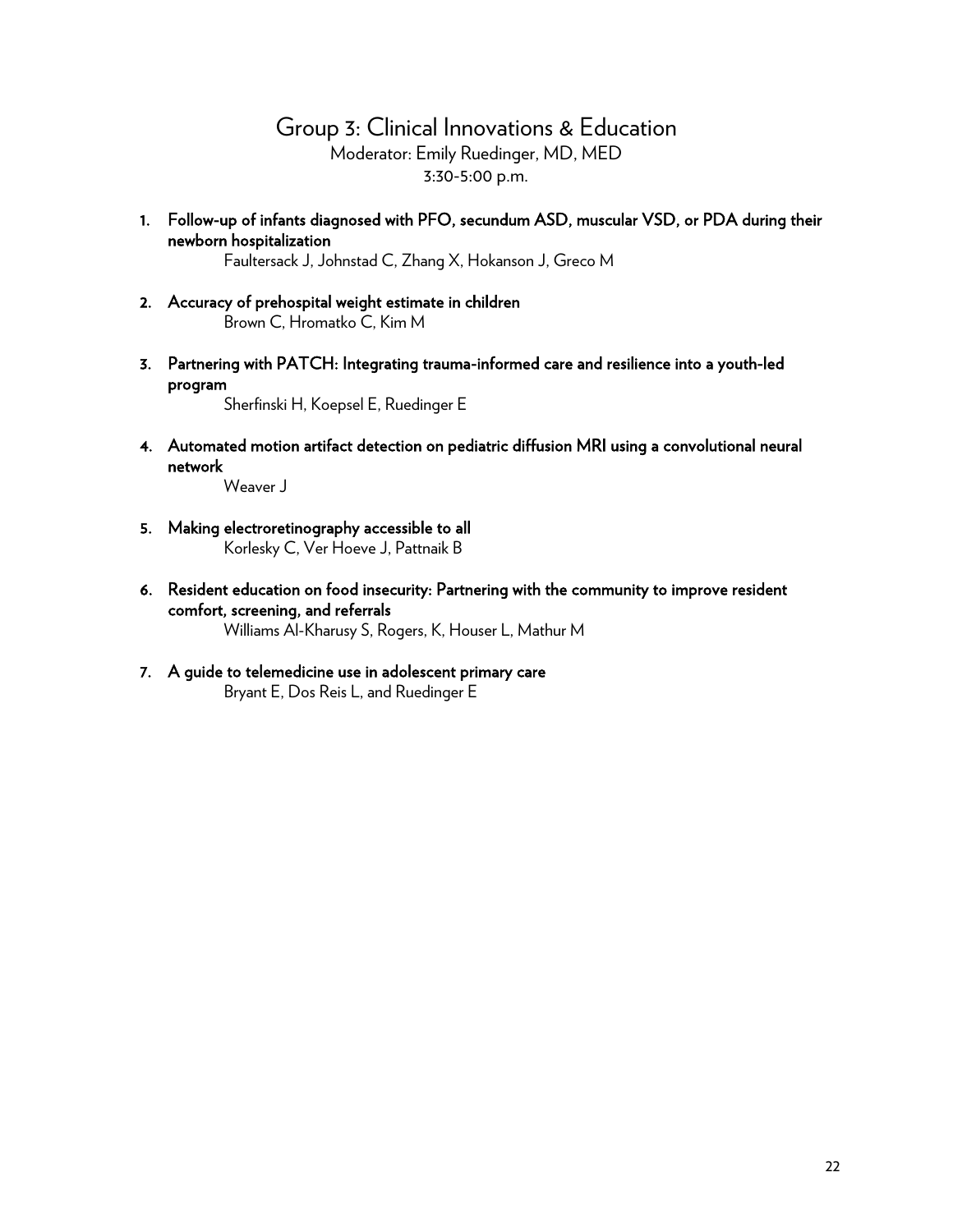## Group 3: Clinical Innovations & Education

Moderator: Emily Ruedinger, MD, MED

3:30-5:00 p.m.

1. **Follow-up of infants diagnosed with PFO, secundum ASD, muscular VSD, or PDA during their newborn hospitalization**
   Faultersack J, Johnstad C, Zhang X, Hokanson J, Greco M

2. **Accuracy of prehospital weight estimate in children**
   Brown C, Hromatko C, Kim M

3. **Partnering with PATCH: Integrating trauma-informed care and resilience into a youth-led program**
   Sherfinski H, Koepsel E, Ruedinger E

4. **Automated motion artifact detection on pediatric diffusion MRI using a convolutional neural network**
   Weaver J

5. **Making electroretinography accessible to all**
   Korlesky C, Ver Hoeve J, Pattnaik B

6. **Resident education on food insecurity: Partnering with the community to improve resident comfort, screening, and referrals**
   Williams Al-Kharusy S, Rogers, K, Houser L, Mathur M

7. **A guide to telemedicine use in adolescent primary care**
   Bryant E, Dos Reis L, and Ruedinger E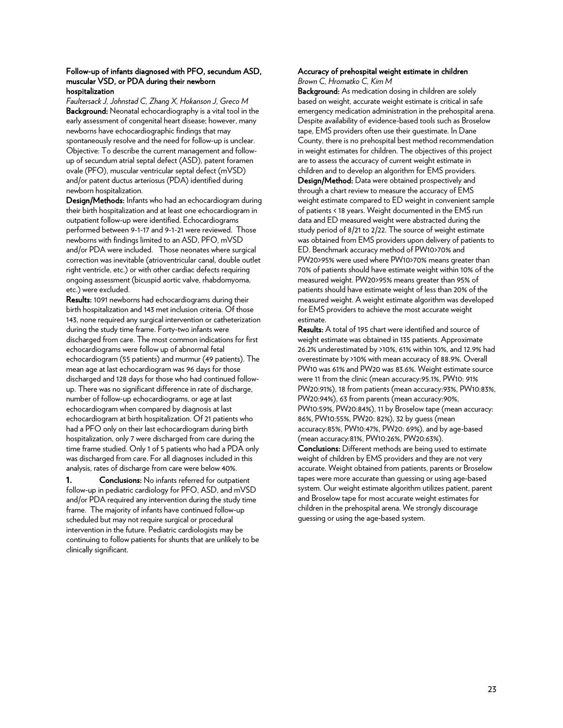### Follow-up of infants diagnosed with PFO, secundum ASD, muscular VSD, or PDA during their newborn hospitalization

*Faultersack J, Johnstad C, Zhang X, Hokanson J, Greco M*

**Background:** Neonatal echocardiography is a vital tool in the early assessment of congenital heart disease; however, many newborns have echocardiographic findings that may spontaneously resolve and the need for follow-up is unclear. Objective: To describe the current management and follow-up of secundum atrial septal defect (ASD), patent foramen ovale (PFO), muscular ventricular septal defect (mVSD) and/or patent ductus arteriosus (PDA) identified during newborn hospitalization.

**Design/Methods:** Infants who had an echocardiogram during their birth hospitalization and at least one echocardiogram in outpatient follow-up were identified. Echocardiograms performed between 9-1-17 and 9-1-21 were reviewed. Those newborns with findings limited to an ASD, PFO, mVSD and/or PDA were included. Those neonates where surgical correction was inevitable (atrioventricular canal, double outlet right ventricle, etc.) or with other cardiac defects requiring ongoing assessment (bicuspid aortic valve, rhabdomyoma, etc.) were excluded.

**Results:** 1091 newborns had echocardiograms during their birth hospitalization and 143 met inclusion criteria. Of those 143, none required any surgical intervention or catheterization during the study time frame. Forty-two infants were discharged from care. The most common indications for first echocardiograms were follow up of abnormal fetal echocardiogram (55 patients) and murmur (49 patients). The mean age at last echocardiogram was 96 days for those discharged and 128 days for those who had continued follow-up. There was no significant difference in rate of discharge, number of follow-up echocardiograms, or age at last echocardiogram when compared by diagnosis at last echocardiogram at birth hospitalization. Of 21 patients who had a PFO only on their last echocardiogram during birth hospitalization, only 7 were discharged from care during the time frame studied. Only 1 of 5 patients who had a PDA only was discharged from care. For all diagnoses included in this analysis, rates of discharge from care were below 40%.

1. **Conclusions:** No infants referred for outpatient follow-up in pediatric cardiology for PFO, ASD, and mVSD and/or PDA required any intervention during the study time frame. The majority of infants have continued follow-up scheduled but may not require surgical or procedural intervention in the future. Pediatric cardiologists may be continuing to follow patients for shunts that are unlikely to be clinically significant.

### Accuracy of prehospital weight estimate in children

*Brown C, Hromatko C, Kim M*

**Background:** As medication dosing in children are solely based on weight, accurate weight estimate is critical in safe emergency medication administration in the prehospital arena. Despite availability of evidence-based tools such as Broselow tape, EMS providers often use their guestimate. In Dane County, there is no prehospital best method recommendation in weight estimates for children. The objectives of this project are to assess the accuracy of current weight estimate in children and to develop an algorithm for EMS providers.

**Design/Method:** Data were obtained prospectively and through a chart review to measure the accuracy of EMS weight estimate compared to ED weight in convenient sample of patients < 18 years. Weight documented in the EMS run data and ED measured weight were abstracted during the study period of 8/21 to 2/22. The source of weight estimate was obtained from EMS providers upon delivery of patients to ED. Benchmark accuracy method of PW10>70% and PW20>95% were used where PW10>70% means greater than 70% of patients should have estimate weight within 10% of the measured weight. PW20>95% means greater than 95% of patients should have estimate weight of less than 20% of the measured weight. A weight estimate algorithm was developed for EMS providers to achieve the most accurate weight estimate.

**Results:** A total of 195 chart were identified and source of weight estimate was obtained in 135 patients. Approximate 26.2% underestimated by >10%, 61% within 10%, and 12.9% had overestimate by >10% with mean accuracy of 88.9%. Overall PW10 was 61% and PW20 was 83.6%. Weight estimate source were 11 from the clinic (mean accuracy:95.1%, PW10: 91% PW20:91%), 18 from patients (mean accuracy:93%, PW10:83%, PW20:94%), 63 from parents (mean accuracy:90%, PW10:59%, PW20:84%), 11 by Broselow tape (mean accuracy: 86%, PW10:55%, PW20: 82%), 32 by guess (mean accuracy:85%, PW10:47%, PW20: 69%), and by age-based (mean accuracy:81%, PW10:26%, PW20:63%).

**Conclusions:** Different methods are being used to estimate weight of children by EMS providers and they are not very accurate. Weight obtained from patients, parents or Broselow tapes were more accurate than guessing or using age-based system. Our weight estimate algorithm utilizes patient, parent and Broselow tape for most accurate weight estimates for children in the prehospital arena. We strongly discourage guessing or using the age-based system.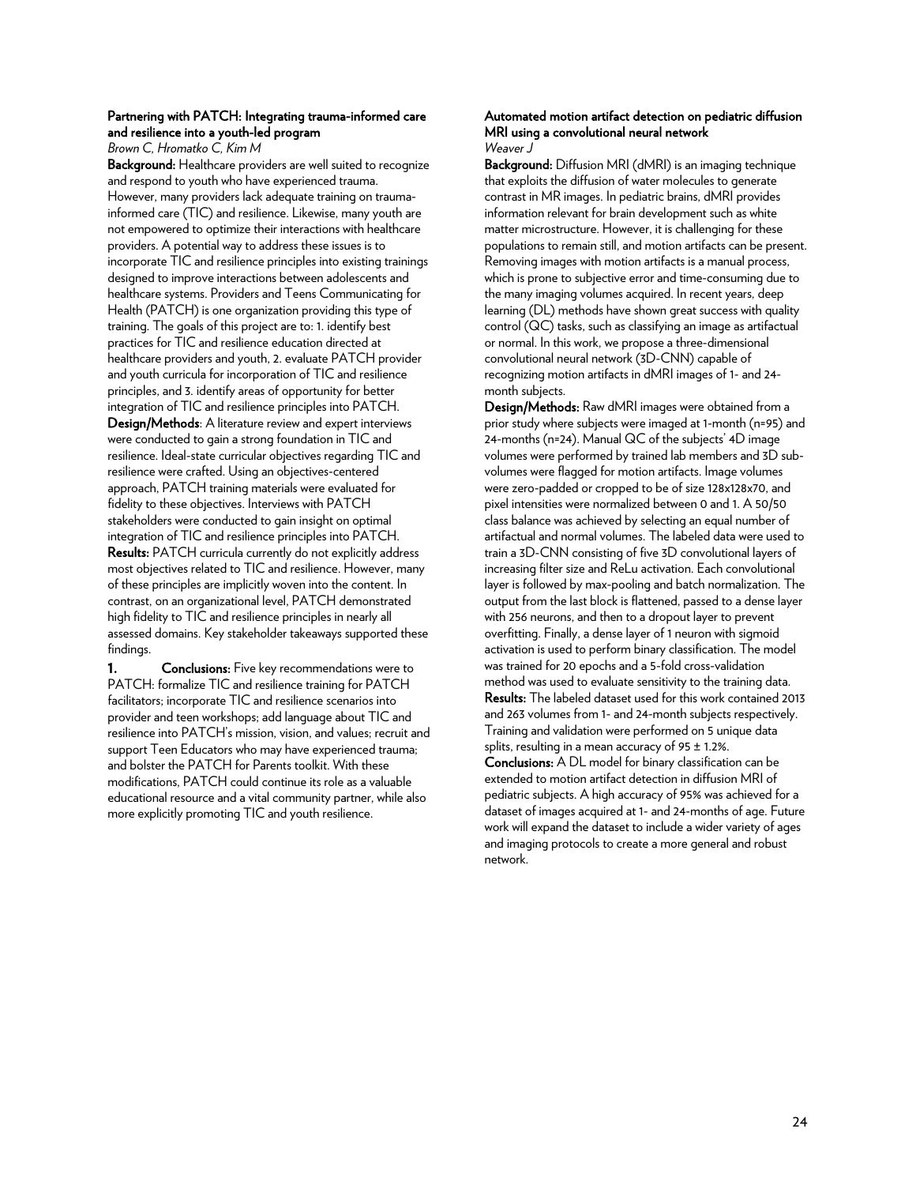### Partnering with PATCH: Integrating trauma-informed care and resilience into a youth-led program

*Brown C, Hromatko C, Kim M*

**Background:** Healthcare providers are well suited to recognize and respond to youth who have experienced trauma. However, many providers lack adequate training on trauma-informed care (TIC) and resilience. Likewise, many youth are not empowered to optimize their interactions with healthcare providers. A potential way to address these issues is to incorporate TIC and resilience principles into existing trainings designed to improve interactions between adolescents and healthcare systems. Providers and Teens Communicating for Health (PATCH) is one organization providing this type of training. The goals of this project are to: 1. identify best practices for TIC and resilience education directed at healthcare providers and youth, 2. evaluate PATCH provider and youth curricula for incorporation of TIC and resilience principles, and 3. identify areas of opportunity for better integration of TIC and resilience principles into PATCH.

**Design/Methods**: A literature review and expert interviews were conducted to gain a strong foundation in TIC and resilience. Ideal-state curricular objectives regarding TIC and resilience were crafted. Using an objectives-centered approach, PATCH training materials were evaluated for fidelity to these objectives. Interviews with PATCH stakeholders were conducted to gain insight on optimal integration of TIC and resilience principles into PATCH.

**Results:** PATCH curricula currently do not explicitly address most objectives related to TIC and resilience. However, many of these principles are implicitly woven into the content. In contrast, on an organizational level, PATCH demonstrated high fidelity to TIC and resilience principles in nearly all assessed domains. Key stakeholder takeaways supported these findings.

1. **Conclusions:** Five key recommendations were to PATCH: formalize TIC and resilience training for PATCH facilitators; incorporate TIC and resilience scenarios into provider and teen workshops; add language about TIC and resilience into PATCH's mission, vision, and values; recruit and support Teen Educators who may have experienced trauma; and bolster the PATCH for Parents toolkit. With these modifications, PATCH could continue its role as a valuable educational resource and a vital community partner, while also more explicitly promoting TIC and youth resilience.

### Automated motion artifact detection on pediatric diffusion MRI using a convolutional neural network

*Weaver J*

**Background:** Diffusion MRI (dMRI) is an imaging technique that exploits the diffusion of water molecules to generate contrast in MR images. In pediatric brains, dMRI provides information relevant for brain development such as white matter microstructure. However, it is challenging for these populations to remain still, and motion artifacts can be present. Removing images with motion artifacts is a manual process, which is prone to subjective error and time-consuming due to the many imaging volumes acquired. In recent years, deep learning (DL) methods have shown great success with quality control (QC) tasks, such as classifying an image as artifactual or normal. In this work, we propose a three-dimensional convolutional neural network (3D-CNN) capable of recognizing motion artifacts in dMRI images of 1- and 24-month subjects.

**Design/Methods:** Raw dMRI images were obtained from a prior study where subjects were imaged at 1-month (n=95) and 24-months (n=24). Manual QC of the subjects' 4D image volumes were performed by trained lab members and 3D sub-volumes were flagged for motion artifacts. Image volumes were zero-padded or cropped to be of size 128x128x70, and pixel intensities were normalized between 0 and 1. A 50/50 class balance was achieved by selecting an equal number of artifactual and normal volumes. The labeled data were used to train a 3D-CNN consisting of five 3D convolutional layers of increasing filter size and ReLu activation. Each convolutional layer is followed by max-pooling and batch normalization. The output from the last block is flattened, passed to a dense layer with 256 neurons, and then to a dropout layer to prevent overfitting. Finally, a dense layer of 1 neuron with sigmoid activation is used to perform binary classification. The model was trained for 20 epochs and a 5-fold cross-validation method was used to evaluate sensitivity to the training data.

**Results:** The labeled dataset used for this work contained 2013 and 263 volumes from 1- and 24-month subjects respectively. Training and validation were performed on 5 unique data splits, resulting in a mean accuracy of 95 ± 1.2%.

**Conclusions:** A DL model for binary classification can be extended to motion artifact detection in diffusion MRI of pediatric subjects. A high accuracy of 95% was achieved for a dataset of images acquired at 1- and 24-months of age. Future work will expand the dataset to include a wider variety of ages and imaging protocols to create a more general and robust network.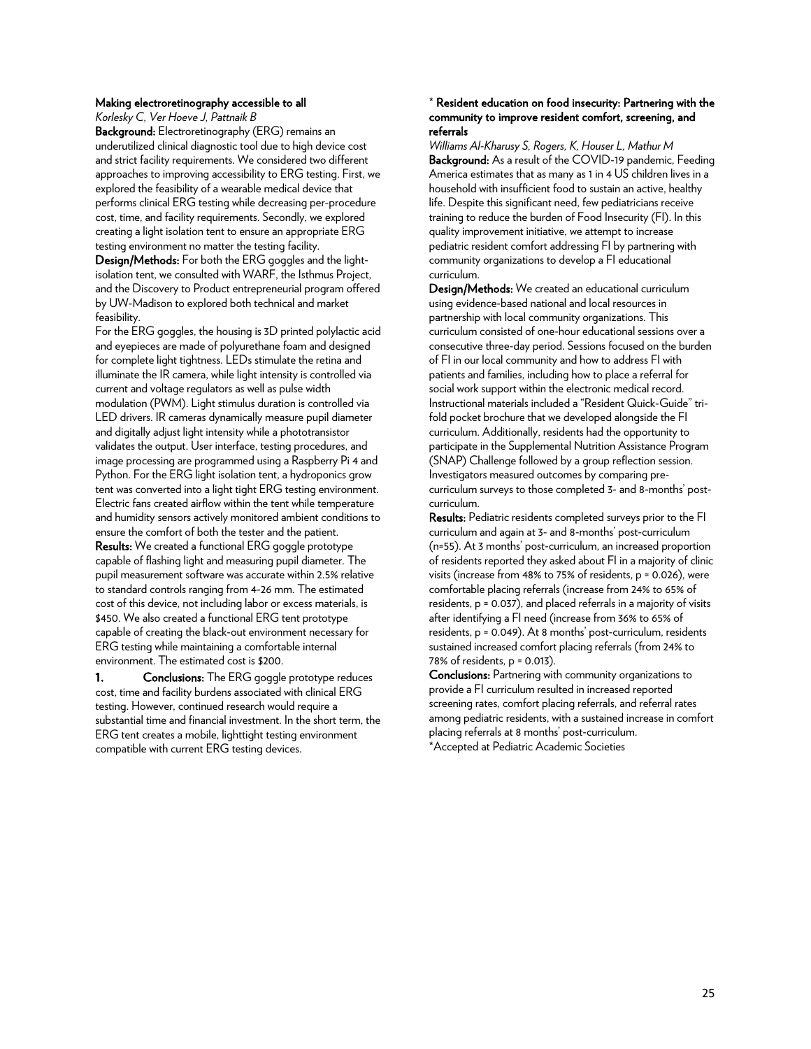### Making electroretinography accessible to all

*Korlesky C, Ver Hoeve J, Pattnaik B*

**Background:** Electroretinography (ERG) remains an underutilized clinical diagnostic tool due to high device cost and strict facility requirements. We considered two different approaches to improving accessibility to ERG testing. First, we explored the feasibility of a wearable medical device that performs clinical ERG testing while decreasing per-procedure cost, time, and facility requirements. Secondly, we explored creating a light isolation tent to ensure an appropriate ERG testing environment no matter the testing facility.

**Design/Methods:** For both the ERG goggles and the light-isolation tent, we consulted with WARF, the Isthmus Project, and the Discovery to Product entrepreneurial program offered by UW-Madison to explored both technical and market feasibility.

For the ERG goggles, the housing is 3D printed polylactic acid and eyepieces are made of polyurethane foam and designed for complete light tightness. LEDs stimulate the retina and illuminate the IR camera, while light intensity is controlled via current and voltage regulators as well as pulse width modulation (PWM). Light stimulus duration is controlled via LED drivers. IR cameras dynamically measure pupil diameter and digitally adjust light intensity while a phototransistor validates the output. User interface, testing procedures, and image processing are programmed using a Raspberry Pi 4 and Python. For the ERG light isolation tent, a hydroponics grow tent was converted into a light tight ERG testing environment. Electric fans created airflow within the tent while temperature and humidity sensors actively monitored ambient conditions to ensure the comfort of both the tester and the patient.

**Results:** We created a functional ERG goggle prototype capable of flashing light and measuring pupil diameter. The pupil measurement software was accurate within 2.5% relative to standard controls ranging from 4-26 mm. The estimated cost of this device, not including labor or excess materials, is $450. We also created a functional ERG tent prototype capable of creating the black-out environment necessary for ERG testing while maintaining a comfortable internal environment. The estimated cost is $200.

1. **Conclusions:** The ERG goggle prototype reduces cost, time and facility burdens associated with clinical ERG testing. However, continued research would require a substantial time and financial investment. In the short term, the ERG tent creates a mobile, lighttight testing environment compatible with current ERG testing devices.

### * Resident education on food insecurity: Partnering with the community to improve resident comfort, screening, and referrals

*Williams Al-Kharusy S, Rogers, K, Houser L, Mathur M*

**Background:** As a result of the COVID-19 pandemic, Feeding America estimates that as many as 1 in 4 US children lives in a household with insufficient food to sustain an active, healthy life. Despite this significant need, few pediatricians receive training to reduce the burden of Food Insecurity (FI). In this quality improvement initiative, we attempt to increase pediatric resident comfort addressing FI by partnering with community organizations to develop a FI educational curriculum.

**Design/Methods:** We created an educational curriculum using evidence-based national and local resources in partnership with local community organizations. This curriculum consisted of one-hour educational sessions over a consecutive three-day period. Sessions focused on the burden of FI in our local community and how to address FI with patients and families, including how to place a referral for social work support within the electronic medical record. Instructional materials included a "Resident Quick-Guide" tri-fold pocket brochure that we developed alongside the FI curriculum. Additionally, residents had the opportunity to participate in the Supplemental Nutrition Assistance Program (SNAP) Challenge followed by a group reflection session. Investigators measured outcomes by comparing pre-curriculum surveys to those completed 3- and 8-months' post-curriculum.

**Results:** Pediatric residents completed surveys prior to the FI curriculum and again at 3- and 8-months' post-curriculum ($n=55$). At 3 months' post-curriculum, an increased proportion of residents reported they asked about FI in a majority of clinic visits (increase from 48% to 75% of residents, $p = 0.026$), were comfortable placing referrals (increase from 24% to 65% of residents, $p = 0.037$), and placed referrals in a majority of visits after identifying a FI need (increase from 36% to 65% of residents, $p = 0.049$). At 8 months' post-curriculum, residents sustained increased comfort placing referrals (from 24% to 78% of residents, $p = 0.013$).

**Conclusions:** Partnering with community organizations to provide a FI curriculum resulted in increased reported screening rates, comfort placing referrals, and referral rates among pediatric residents, with a sustained increase in comfort placing referrals at 8 months' post-curriculum.

*Accepted at Pediatric Academic Societies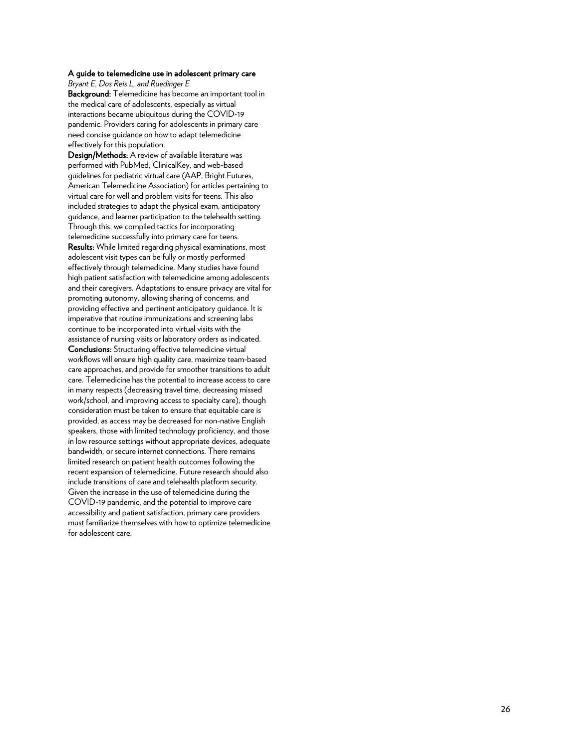### A guide to telemedicine use in adolescent primary care

*Bryant E, Dos Reis L, and Ruedinger E*

**Background:** Telemedicine has become an important tool in the medical care of adolescents, especially as virtual interactions became ubiquitous during the COVID-19 pandemic. Providers caring for adolescents in primary care need concise guidance on how to adapt telemedicine effectively for this population.

**Design/Methods:** A review of available literature was performed with PubMed, ClinicalKey, and web-based guidelines for pediatric virtual care (AAP, Bright Futures, American Telemedicine Association) for articles pertaining to virtual care for well and problem visits for teens. This also included strategies to adapt the physical exam, anticipatory guidance, and learner participation to the telehealth setting. Through this, we compiled tactics for incorporating telemedicine successfully into primary care for teens.

**Results:** While limited regarding physical examinations, most adolescent visit types can be fully or mostly performed effectively through telemedicine. Many studies have found high patient satisfaction with telemedicine among adolescents and their caregivers. Adaptations to ensure privacy are vital for promoting autonomy, allowing sharing of concerns, and providing effective and pertinent anticipatory guidance. It is imperative that routine immunizations and screening labs continue to be incorporated into virtual visits with the assistance of nursing visits or laboratory orders as indicated.

**Conclusions:** Structuring effective telemedicine virtual workflows will ensure high quality care, maximize team-based care approaches, and provide for smoother transitions to adult care. Telemedicine has the potential to increase access to care in many respects (decreasing travel time, decreasing missed work/school, and improving access to specialty care), though consideration must be taken to ensure that equitable care is provided, as access may be decreased for non-native English speakers, those with limited technology proficiency, and those in low resource settings without appropriate devices, adequate bandwidth, or secure internet connections. There remains limited research on patient health outcomes following the recent expansion of telemedicine. Future research should also include transitions of care and telehealth platform security. Given the increase in the use of telemedicine during the COVID-19 pandemic, and the potential to improve care accessibility and patient satisfaction, primary care providers must familiarize themselves with how to optimize telemedicine for adolescent care.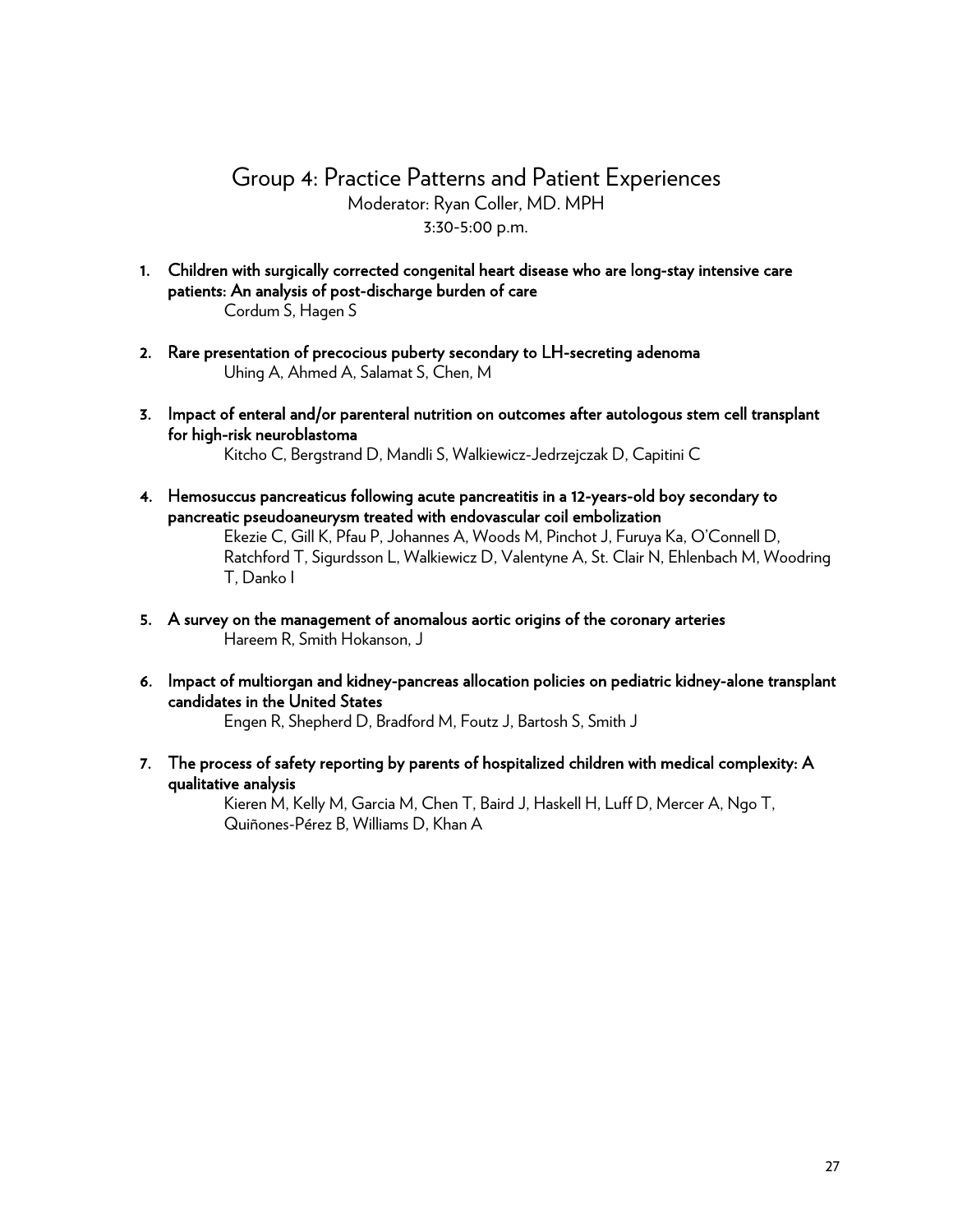## Group 4: Practice Patterns and Patient Experiences

Moderator: Ryan Coller, MD. MPH

3:30-5:00 p.m.

1. **Children with surgically corrected congenital heart disease who are long-stay intensive care patients: An analysis of post-discharge burden of care**
   Cordum S, Hagen S

2. **Rare presentation of precocious puberty secondary to LH-secreting adenoma**
   Uhing A, Ahmed A, Salamat S, Chen, M

3. **Impact of enteral and/or parenteral nutrition on outcomes after autologous stem cell transplant for high-risk neuroblastoma**
   Kitcho C, Bergstrand D, Mandli S, Walkiewicz-Jedrzejczak D, Capitini C

4. **Hemosuccus pancreaticus following acute pancreatitis in a 12-years-old boy secondary to pancreatic pseudoaneurysm treated with endovascular coil embolization**
   Ekezie C, Gill K, Pfau P, Johannes A, Woods M, Pinchot J, Furuya Ka, O'Connell D, Ratchford T, Sigurdsson L, Walkiewicz D, Valentyne A, St. Clair N, Ehlenbach M, Woodring T, Danko I

5. **A survey on the management of anomalous aortic origins of the coronary arteries**
   Hareem R, Smith Hokanson, J

6. **Impact of multiorgan and kidney-pancreas allocation policies on pediatric kidney-alone transplant candidates in the United States**
   Engen R, Shepherd D, Bradford M, Foutz J, Bartosh S, Smith J

7. **The process of safety reporting by parents of hospitalized children with medical complexity: A qualitative analysis**
   Kieren M, Kelly M, Garcia M, Chen T, Baird J, Haskell H, Luff D, Mercer A, Ngo T, Quiñones-Pérez B, Williams D, Khan A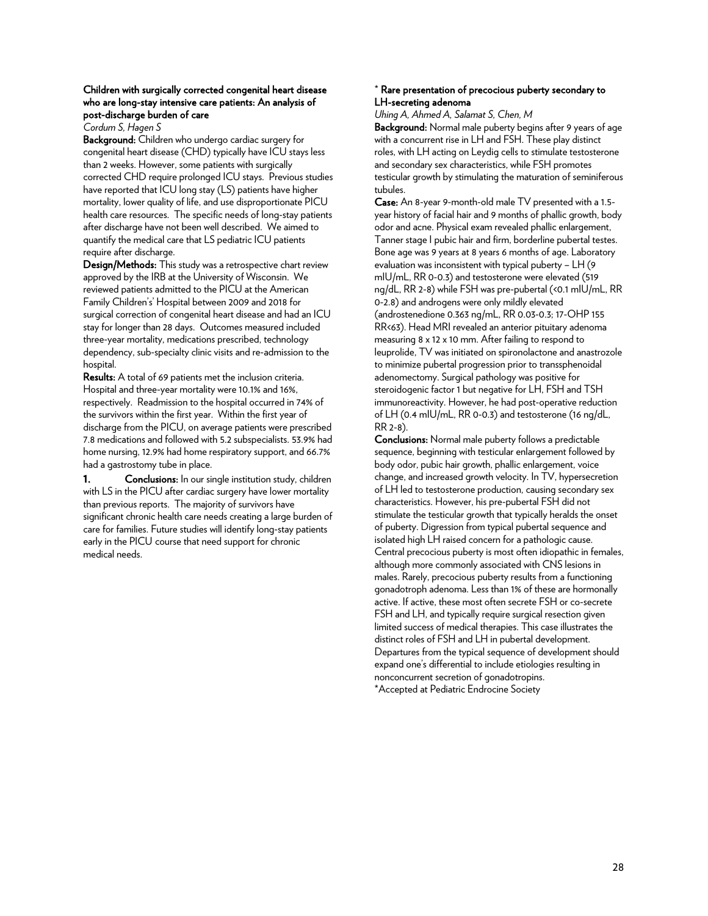### Children with surgically corrected congenital heart disease who are long-stay intensive care patients: An analysis of post-discharge burden of care

*Cordum S, Hagen S*

**Background:** Children who undergo cardiac surgery for congenital heart disease (CHD) typically have ICU stays less than 2 weeks. However, some patients with surgically corrected CHD require prolonged ICU stays. Previous studies have reported that ICU long stay (LS) patients have higher mortality, lower quality of life, and use disproportionate PICU health care resources. The specific needs of long-stay patients after discharge have not been well described. We aimed to quantify the medical care that LS pediatric ICU patients require after discharge.

**Design/Methods:** This study was a retrospective chart review approved by the IRB at the University of Wisconsin. We reviewed patients admitted to the PICU at the American Family Children's' Hospital between 2009 and 2018 for surgical correction of congenital heart disease and had an ICU stay for longer than 28 days. Outcomes measured included three-year mortality, medications prescribed, technology dependency, sub-specialty clinic visits and re-admission to the hospital.

**Results:** A total of 69 patients met the inclusion criteria. Hospital and three-year mortality were 10.1% and 16%, respectively. Readmission to the hospital occurred in 74% of the survivors within the first year. Within the first year of discharge from the PICU, on average patients were prescribed 7.8 medications and followed with 5.2 subspecialists. 53.9% had home nursing, 12.9% had home respiratory support, and 66.7% had a gastrostomy tube in place.

1. **Conclusions:** In our single institution study, children with LS in the PICU after cardiac surgery have lower mortality than previous reports. The majority of survivors have significant chronic health care needs creating a large burden of care for families. Future studies will identify long-stay patients early in the PICU course that need support for chronic medical needs.

### * Rare presentation of precocious puberty secondary to LH-secreting adenoma

*Uhing A, Ahmed A, Salamat S, Chen, M*

**Background:** Normal male puberty begins after 9 years of age with a concurrent rise in LH and FSH. These play distinct roles, with LH acting on Leydig cells to stimulate testosterone and secondary sex characteristics, while FSH promotes testicular growth by stimulating the maturation of seminiferous tubules.

**Case:** An 8-year 9-month-old male TV presented with a 1.5-year history of facial hair and 9 months of phallic growth, body odor and acne. Physical exam revealed phallic enlargement, Tanner stage I pubic hair and firm, borderline pubertal testes. Bone age was 9 years at 8 years 6 months of age. Laboratory evaluation was inconsistent with typical puberty – LH (9 mIU/mL, RR 0-0.3) and testosterone were elevated (519 ng/dL, RR 2-8) while FSH was pre-pubertal (<0.1 mIU/mL, RR 0-2.8) and androgens were only mildly elevated (androstenedione 0.363 ng/mL, RR 0.03-0.3; 17-OHP 155 RR<63). Head MRI revealed an anterior pituitary adenoma measuring 8 x 12 x 10 mm. After failing to respond to leuprolide, TV was initiated on spironolactone and anastrozole to minimize pubertal progression prior to transsphenoidal adenomectomy. Surgical pathology was positive for steroidogenic factor 1 but negative for LH, FSH and TSH immunoreactivity. However, he had post-operative reduction of LH (0.4 mIU/mL, RR 0-0.3) and testosterone (16 ng/dL, RR 2-8).

**Conclusions:** Normal male puberty follows a predictable sequence, beginning with testicular enlargement followed by body odor, pubic hair growth, phallic enlargement, voice change, and increased growth velocity. In TV, hypersecretion of LH led to testosterone production, causing secondary sex characteristics. However, his pre-pubertal FSH did not stimulate the testicular growth that typically heralds the onset of puberty. Digression from typical pubertal sequence and isolated high LH raised concern for a pathologic cause. Central precocious puberty is most often idiopathic in females, although more commonly associated with CNS lesions in males. Rarely, precocious puberty results from a functioning gonadotroph adenoma. Less than 1% of these are hormonally active. If active, these most often secrete FSH or co-secrete FSH and LH, and typically require surgical resection given limited success of medical therapies. This case illustrates the distinct roles of FSH and LH in pubertal development. Departures from the typical sequence of development should expand one's differential to include etiologies resulting in nonconcurrent secretion of gonadotropins.

*Accepted at Pediatric Endrocine Society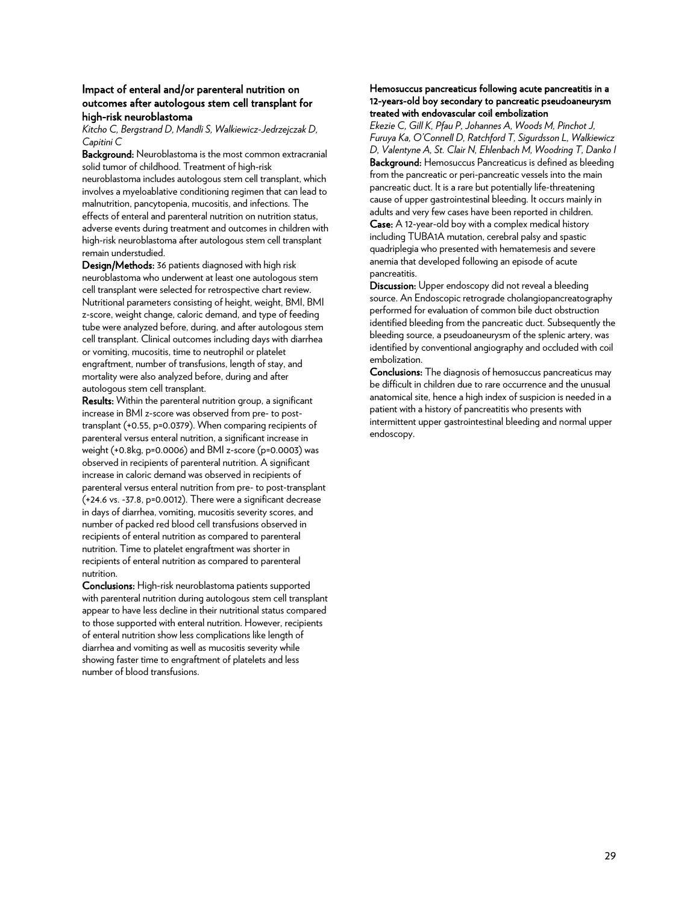### Impact of enteral and/or parenteral nutrition on outcomes after autologous stem cell transplant for high-risk neuroblastoma

*Kitcho C, Bergstrand D, Mandli S, Walkiewicz-Jedrzejczak D, Capitini C*

**Background:** Neuroblastoma is the most common extracranial solid tumor of childhood. Treatment of high-risk neuroblastoma includes autologous stem cell transplant, which involves a myeloablative conditioning regimen that can lead to malnutrition, pancytopenia, mucositis, and infections. The effects of enteral and parenteral nutrition on nutrition status, adverse events during treatment and outcomes in children with high-risk neuroblastoma after autologous stem cell transplant remain understudied.

**Design/Methods:** 36 patients diagnosed with high risk neuroblastoma who underwent at least one autologous stem cell transplant were selected for retrospective chart review. Nutritional parameters consisting of height, weight, BMI, BMI z-score, weight change, caloric demand, and type of feeding tube were analyzed before, during, and after autologous stem cell transplant. Clinical outcomes including days with diarrhea or vomiting, mucositis, time to neutrophil or platelet engraftment, number of transfusions, length of stay, and mortality were also analyzed before, during and after autologous stem cell transplant.

**Results:** Within the parenteral nutrition group, a significant increase in BMI z-score was observed from pre- to post-transplant (+0.55, p=0.0379). When comparing recipients of parenteral versus enteral nutrition, a significant increase in weight (+0.8kg, p=0.0006) and BMI z-score (p=0.0003) was observed in recipients of parenteral nutrition. A significant increase in caloric demand was observed in recipients of parenteral versus enteral nutrition from pre- to post-transplant (+24.6 vs. -37.8, p=0.0012). There were a significant decrease in days of diarrhea, vomiting, mucositis severity scores, and number of packed red blood cell transfusions observed in recipients of enteral nutrition as compared to parenteral nutrition. Time to platelet engraftment was shorter in recipients of enteral nutrition as compared to parenteral nutrition.

**Conclusions:** High-risk neuroblastoma patients supported with parenteral nutrition during autologous stem cell transplant appear to have less decline in their nutritional status compared to those supported with enteral nutrition. However, recipients of enteral nutrition show less complications like length of diarrhea and vomiting as well as mucositis severity while showing faster time to engraftment of platelets and less number of blood transfusions.

### Hemosuccus pancreaticus following acute pancreatitis in a 12-years-old boy secondary to pancreatic pseudoaneurysm treated with endovascular coil embolization

*Ekezie C, Gill K, Pfau P, Johannes A, Woods M, Pinchot J, Furuya Ka, O'Connell D, Ratchford T, Sigurdsson L, Walkiewicz D, Valentyne A, St. Clair N, Ehlenbach M, Woodring T, Danko I*

**Background:** Hemosuccus Pancreaticus is defined as bleeding from the pancreatic or peri-pancreatic vessels into the main pancreatic duct. It is a rare but potentially life-threatening cause of upper gastrointestinal bleeding. It occurs mainly in adults and very few cases have been reported in children.

**Case:** A 12-year-old boy with a complex medical history including TUBA1A mutation, cerebral palsy and spastic quadriplegia who presented with hematemesis and severe anemia that developed following an episode of acute pancreatitis.

**Discussion:** Upper endoscopy did not reveal a bleeding source. An Endoscopic retrograde cholangiopancreatography performed for evaluation of common bile duct obstruction identified bleeding from the pancreatic duct. Subsequently the bleeding source, a pseudoaneurysm of the splenic artery, was identified by conventional angiography and occluded with coil embolization.

**Conclusions:** The diagnosis of hemosuccus pancreaticus may be difficult in children due to rare occurrence and the unusual anatomical site, hence a high index of suspicion is needed in a patient with a history of pancreatitis who presents with intermittent upper gastrointestinal bleeding and normal upper endoscopy.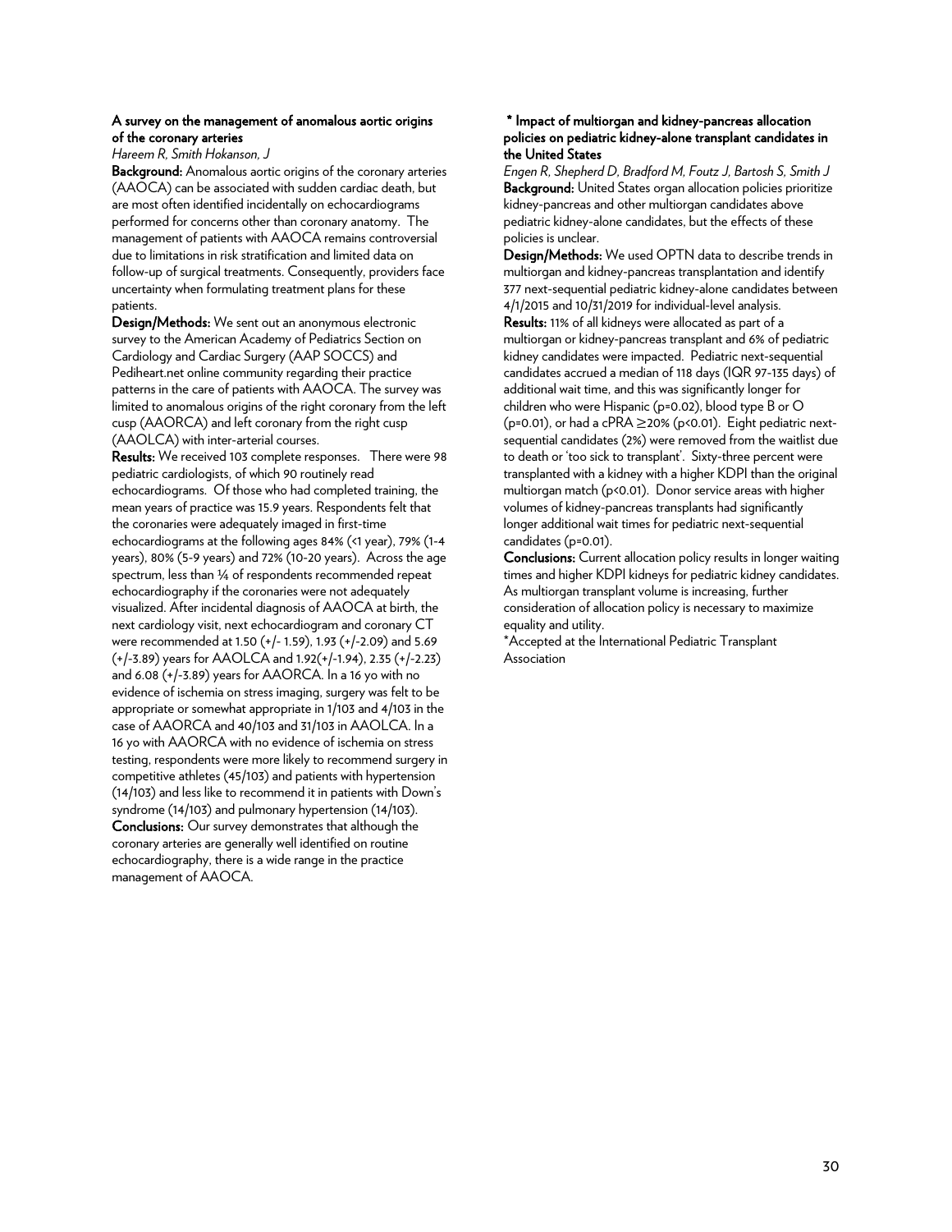### A survey on the management of anomalous aortic origins of the coronary arteries

*Hareem R, Smith Hokanson, J*

**Background:** Anomalous aortic origins of the coronary arteries (AAOCA) can be associated with sudden cardiac death, but are most often identified incidentally on echocardiograms performed for concerns other than coronary anatomy. The management of patients with AAOCA remains controversial due to limitations in risk stratification and limited data on follow-up of surgical treatments. Consequently, providers face uncertainty when formulating treatment plans for these patients.

**Design/Methods:** We sent out an anonymous electronic survey to the American Academy of Pediatrics Section on Cardiology and Cardiac Surgery (AAP SOCCS) and Pediheart.net online community regarding their practice patterns in the care of patients with AAOCA. The survey was limited to anomalous origins of the right coronary from the left cusp (AAORCA) and left coronary from the right cusp (AAOLCA) with inter-arterial courses.

**Results:** We received 103 complete responses. There were 98 pediatric cardiologists, of which 90 routinely read echocardiograms. Of those who had completed training, the mean years of practice was 15.9 years. Respondents felt that the coronaries were adequately imaged in first-time echocardiograms at the following ages 84% (<1 year), 79% (1-4 years), 80% (5-9 years) and 72% (10-20 years). Across the age spectrum, less than ¼ of respondents recommended repeat echocardiography if the coronaries were not adequately visualized. After incidental diagnosis of AAOCA at birth, the next cardiology visit, next echocardiogram and coronary CT were recommended at 1.50 (+/- 1.59), 1.93 (+/-2.09) and 5.69 (+/-3.89) years for AAOLCA and 1.92(+/-1.94), 2.35 (+/-2.23) and 6.08 (+/-3.89) years for AAORCA. In a 16 yo with no evidence of ischemia on stress imaging, surgery was felt to be appropriate or somewhat appropriate in 1/103 and 4/103 in the case of AAORCA and 40/103 and 31/103 in AAOLCA. In a 16 yo with AAORCA with no evidence of ischemia on stress testing, respondents were more likely to recommend surgery in competitive athletes (45/103) and patients with hypertension (14/103) and less like to recommend it in patients with Down's syndrome (14/103) and pulmonary hypertension (14/103).

**Conclusions:** Our survey demonstrates that although the coronary arteries are generally well identified on routine echocardiography, there is a wide range in the practice management of AAOCA.

### * Impact of multiorgan and kidney-pancreas allocation policies on pediatric kidney-alone transplant candidates in the United States

*Engen R, Shepherd D, Bradford M, Foutz J, Bartosh S, Smith J*

**Background:** United States organ allocation policies prioritize kidney-pancreas and other multiorgan candidates above pediatric kidney-alone candidates, but the effects of these policies is unclear.

**Design/Methods:** We used OPTN data to describe trends in multiorgan and kidney-pancreas transplantation and identify 377 next-sequential pediatric kidney-alone candidates between 4/1/2015 and 10/31/2019 for individual-level analysis.

**Results:** 11% of all kidneys were allocated as part of a multiorgan or kidney-pancreas transplant and 6% of pediatric kidney candidates were impacted. Pediatric next-sequential candidates accrued a median of 118 days (IQR 97-135 days) of additional wait time, and this was significantly longer for children who were Hispanic ($p=0.02$), blood type B or O ($p=0.01$), or had a cPRA ≥20% ($p<0.01$). Eight pediatric next-sequential candidates (2%) were removed from the waitlist due to death or 'too sick to transplant'. Sixty-three percent were transplanted with a kidney with a higher KDPI than the original multiorgan match ($p<0.01$). Donor service areas with higher volumes of kidney-pancreas transplants had significantly longer additional wait times for pediatric next-sequential candidates ($p=0.01$).

**Conclusions:** Current allocation policy results in longer waiting times and higher KDPI kidneys for pediatric kidney candidates. As multiorgan transplant volume is increasing, further consideration of allocation policy is necessary to maximize equality and utility.

*Accepted at the International Pediatric Transplant Association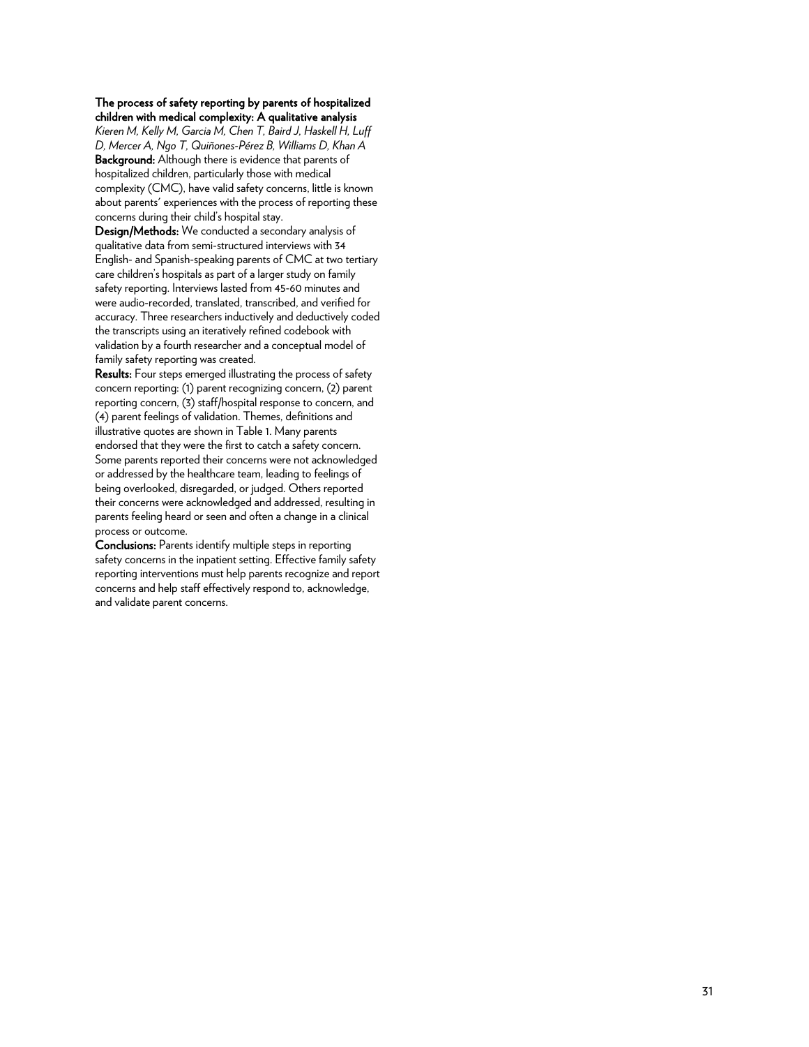**The process of safety reporting by parents of hospitalized children with medical complexity: A qualitative analysis**

*Kieren M, Kelly M, Garcia M, Chen T, Baird J, Haskell H, Luff D, Mercer A, Ngo T, Quiñones-Pérez B, Williams D, Khan A*

**Background:** Although there is evidence that parents of hospitalized children, particularly those with medical complexity (CMC), have valid safety concerns, little is known about parents' experiences with the process of reporting these concerns during their child's hospital stay.

**Design/Methods:** We conducted a secondary analysis of qualitative data from semi-structured interviews with 34 English- and Spanish-speaking parents of CMC at two tertiary care children's hospitals as part of a larger study on family safety reporting. Interviews lasted from 45-60 minutes and were audio-recorded, translated, transcribed, and verified for accuracy. Three researchers inductively and deductively coded the transcripts using an iteratively refined codebook with validation by a fourth researcher and a conceptual model of family safety reporting was created.

**Results:** Four steps emerged illustrating the process of safety concern reporting: (1) parent recognizing concern, (2) parent reporting concern, (3) staff/hospital response to concern, and (4) parent feelings of validation. Themes, definitions and illustrative quotes are shown in Table 1. Many parents endorsed that they were the first to catch a safety concern. Some parents reported their concerns were not acknowledged or addressed by the healthcare team, leading to feelings of being overlooked, disregarded, or judged. Others reported their concerns were acknowledged and addressed, resulting in parents feeling heard or seen and often a change in a clinical process or outcome.

**Conclusions:** Parents identify multiple steps in reporting safety concerns in the inpatient setting. Effective family safety reporting interventions must help parents recognize and report concerns and help staff effectively respond to, acknowledge, and validate parent concerns.